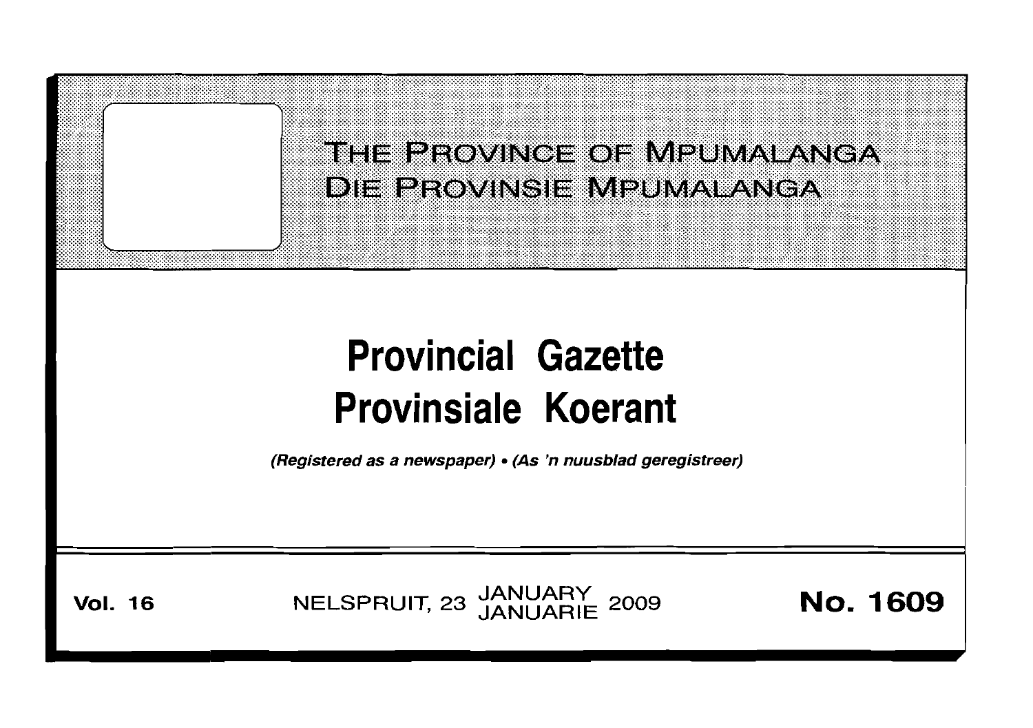# THE PROVINCE OF MPUMALANGA
# DIE PROVINSIE MPUMALANGA

# Provincial Gazette
# Provinsiale Koerant

*(Registered as a newspaper) • (As 'n nuusblad geregistreer)*

**Vol. 16** NELSPRUIT, 23 JANUARY JANUARIE 2009 **No. 1609**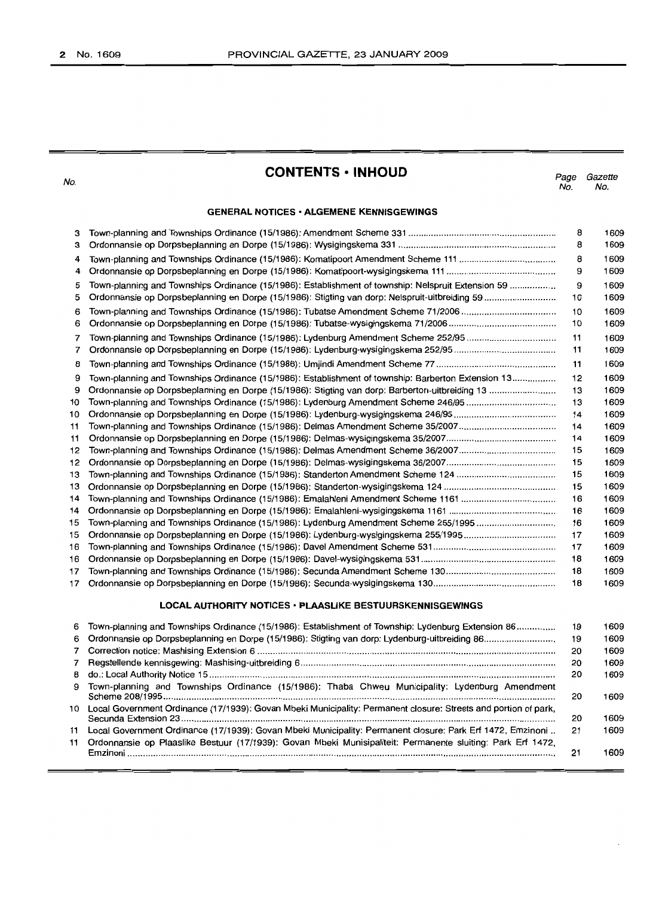## CONTENTS • INHOUD

| No. | | Page No. | Gazette No. |
|---|---|---|---|
| | **GENERAL NOTICES • ALGEMENE KENNISGEWINGS** | | |
| 3 | Town-planning and Townships Ordinance (15/1986): Amendment Scheme 331 | 8 | 1609 |
| 3 | Ordonnansie op Dorpsbeplanning en Dorpe (15/1986): Wysigingskema 331 | 8 | 1609 |
| 4 | Town-planning and Townships Ordinance (15/1986): Komatipoort Amendment Scheme 111 | 8 | 1609 |
| 4 | Ordonnansie op Dorpsbeplanning en Dorpe (15/1986): Komatipoort-wysigingskema 111 | 9 | 1609 |
| 5 | Town-planning and Townships Ordinance (15/1986): Establishment of township: Nelspruit Extension 59 | 9 | 1609 |
| 5 | Ordonnansie op Dorpsbeplanning en Dorpe (15/1986): Stigting van dorp: Nelspruit-uitbreiding 59 | 10 | 1609 |
| 6 | Town-planning and Townships Ordinance (15/1986): Tubatse Amendment Scheme 71/2006 | 10 | 1609 |
| 6 | Ordonnansie op Dorpsbeplanning en Dorpe (15/1986): Tubatse-wysigingskema 71/2006 | 10 | 1609 |
| 7 | Town-planning and Townships Ordinance (15/1986): Lydenburg Amendment Scheme 252/95 | 11 | 1609 |
| 7 | Ordonnansie op Dorpsbeplanning en Dorpe (15/1986): Lydenburg-wysigingskema 252/95 | 11 | 1609 |
| 8 | Town-planning and Townships Ordinance (15/1986): Umjindi Amendment Scheme 77 | 11 | 1609 |
| 9 | Town-planning and Townships Ordinance (15/1986): Establishment of township: Barberton Extension 13 | 12 | 1609 |
| 9 | Ordonnansie op Dorpsbeplanning en Dorpe (15/1986): Stigting van dorp: Barberton-uitbreiding 13 | 13 | 1609 |
| 10 | Town-planning and Townships Ordinance (15/1986): Lydenburg Amendment Scheme 246/95 | 13 | 1609 |
| 10 | Ordonnansie op Dorpsbeplanning en Dorpe (15/1986): Lydenburg-wysigingskema 246/95 | 14 | 1609 |
| 11 | Town-planning and Townships Ordinance (15/1986): Delmas Amendment Scheme 35/2007 | 14 | 1609 |
| 11 | Ordonnansie op Dorpsbeplanning en Dorpe (15/1986): Delmas-wysigingskema 35/2007 | 14 | 1609 |
| 12 | Town-planning and Townships Ordinance (15/1986): Delmas Amendment Scheme 36/2007 | 15 | 1609 |
| 12 | Ordonnansie op Dorpsbeplanning en Dorpe (15/1986): Delmas-wysigingskema 36/2007 | 15 | 1609 |
| 13 | Town-planning and Townships Ordinance (15/1986): Standerton Amendment Scheme 124 | 15 | 1609 |
| 13 | Ordonnansie op Dorpsbeplanning en Dorpe (15/1986): Standerton-wysigingskema 124 | 15 | 1609 |
| 14 | Town-planning and Townships Ordinance (15/1986): Emalahleni Amendment Scheme 1161 | 16 | 1609 |
| 14 | Ordonnansie op Dorpsbeplanning en Dorpe (15/1986): Emalahleni-wysigingskema 1161 | 16 | 1609 |
| 15 | Town-planning and Townships Ordinance (15/1986): Lydenburg Amendment Scheme 255/1995 | 16 | 1609 |
| 15 | Ordonnansie op Dorpsbeplanning en Dorpe (15/1986): Lydenburg-wysigingskema 255/1995 | 17 | 1609 |
| 16 | Town-planning and Townships Ordinance (15/1986): Davel Amendment Scheme 531 | 17 | 1609 |
| 16 | Ordonnansie op Dorpsbeplanning en Dorpe (15/1986): Davel-wysigingskema 531 | 18 | 1609 |
| 17 | Town-planning and Townships Ordinance (15/1986): Secunda Amendment Scheme 130 | 18 | 1609 |
| 17 | Ordonnansie op Dorpsbeplanning en Dorpe (15/1986): Secunda-wysigingskema 130 | 18 | 1609 |
| | **LOCAL AUTHORITY NOTICES • PLAASLIKE BESTUURSKENNISGEWINGS** | | |
| 6 | Town-planning and Townships Ordinance (15/1986): Establishment of Township: Lydenburg Extension 86 | 19 | 1609 |
| 6 | Ordonnansie op Dorpsbeplanning en Dorpe (15/1986): Stigting van dorp: Lydenburg-uitbreiding 86 | 19 | 1609 |
| 7 | Correction notice: Mashising Extension 6 | 20 | 1609 |
| 7 | Regstellende kennisgewing: Mashising-uitbreiding 6 | 20 | 1609 |
| 8 | do.: Local Authority Notice 15 | 20 | 1609 |
| 9 | Town-planning and Townships Ordinance (15/1986): Thaba Chweu Municipality: Lydenburg Amendment Scheme 208/1995 | 20 | 1609 |
| 10 | Local Government Ordinance (17/1939): Govan Mbeki Municipality: Permanent closure: Streets and portion of park, Secunda Extension 23 | 20 | 1609 |
| 11 | Local Government Ordinance (17/1939): Govan Mbeki Municipality: Permanent closure: Park Erf 1472, Emzinoni | 21 | 1609 |
| 11 | Ordonnansie op Plaaslike Bestuur (17/1939): Govan Mbeki Munisipaliteit: Permanente sluiting: Park Erf 1472, Emzinoni | 21 | 1609 |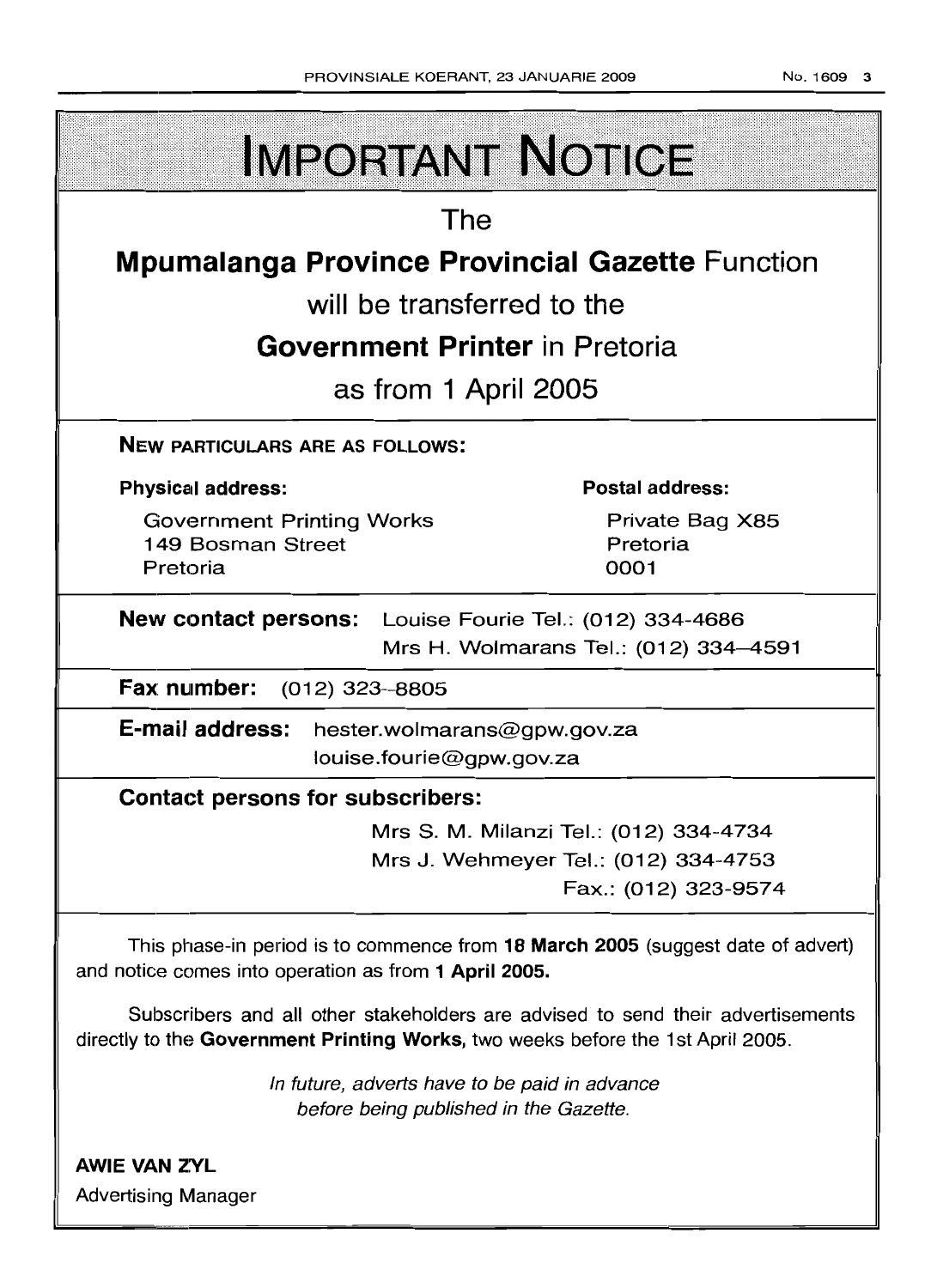# IMPORTANT NOTICE

The

**Mpumalanga Province Provincial Gazette** Function

will be transferred to the

**Government Printer** in Pretoria

as from 1 April 2005

**NEW PARTICULARS ARE AS FOLLOWS:**

**Physical address:**

Government Printing Works
149 Bosman Street
Pretoria

**Postal address:**

Private Bag X85
Pretoria
0001

**New contact persons:** Louise Fourie Tel.: (012) 334-4686
Mrs H. Wolmarans Tel.: (012) 334–4591

**Fax number:** (012) 323–8805

**E-mail address:** hester.wolmarans@gpw.gov.za
louise.fourie@gpw.gov.za

**Contact persons for subscribers:**

Mrs S. M. Milanzi Tel.: (012) 334-4734
Mrs J. Wehmeyer Tel.: (012) 334-4753
Fax.: (012) 323-9574

This phase-in period is to commence from **18 March 2005** (suggest date of advert) and notice comes into operation as from **1 April 2005.**

Subscribers and all other stakeholders are advised to send their advertisements directly to the **Government Printing Works,** two weeks before the 1st April 2005.

*In future, adverts have to be paid in advance before being published in the Gazette.*

**AWIE VAN ZYL**
Advertising Manager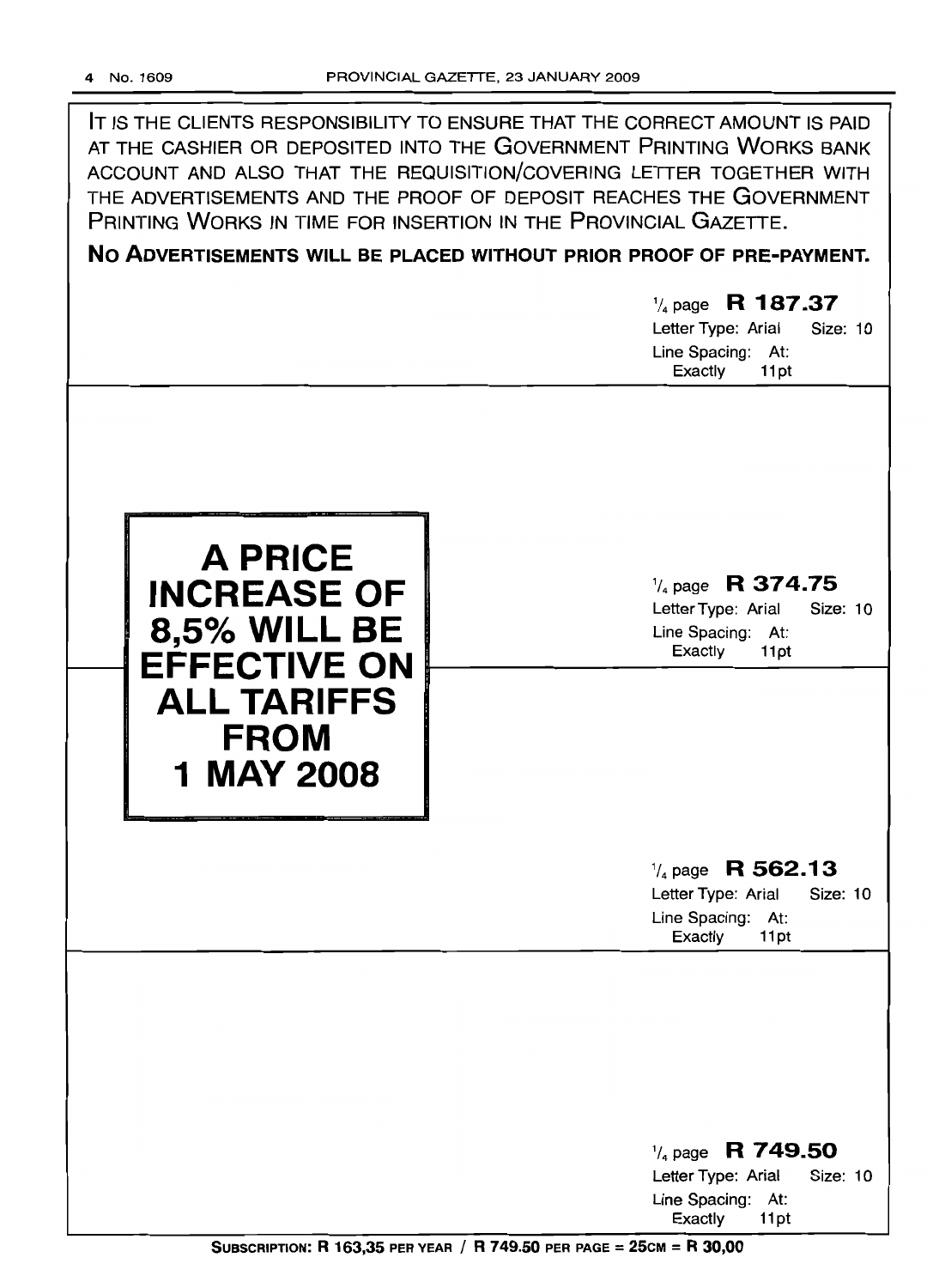IT IS THE CLIENTS RESPONSIBILITY TO ENSURE THAT THE CORRECT AMOUNT IS PAID AT THE CASHIER OR DEPOSITED INTO THE GOVERNMENT PRINTING WORKS BANK ACCOUNT AND ALSO THAT THE REQUISITION/COVERING LETTER TOGETHER WITH THE ADVERTISEMENTS AND THE PROOF OF DEPOSIT REACHES THE GOVERNMENT PRINTING WORKS IN TIME FOR INSERTION IN THE PROVINCIAL GAZETTE.

**NO ADVERTISEMENTS WILL BE PLACED WITHOUT PRIOR PROOF OF PRE-PAYMENT.**

1/4 page **R 187.37**
Letter Type: Arial Size: 10
Line Spacing: At: Exactly 11pt

**A PRICE INCREASE OF 8,5% WILL BE EFFECTIVE ON ALL TARIFFS FROM 1 MAY 2008**

1/4 page **R 374.75**
Letter Type: Arial Size: 10
Line Spacing: At: Exactly 11pt

1/4 page **R 562.13**
Letter Type: Arial Size: 10
Line Spacing: At: Exactly 11pt

1/4 page **R 749.50**
Letter Type: Arial Size: 10
Line Spacing: At: Exactly 11pt

**SUBSCRIPTION: R 163,35 PER YEAR / R 749.50 PER PAGE = 25CM = R 30,00**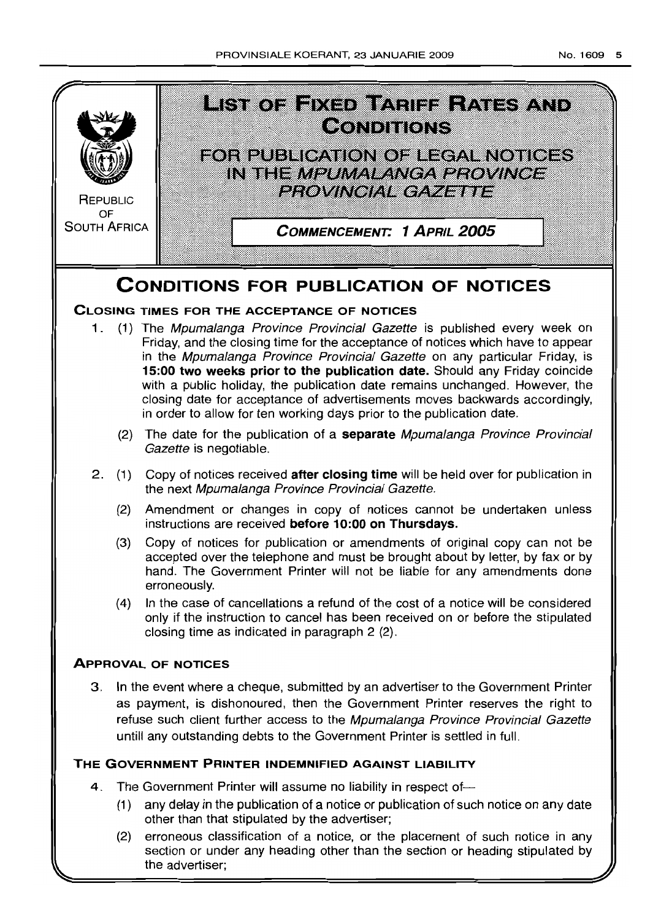REPUBLIC OF SOUTH AFRICA

# LIST OF FIXED TARIFF RATES AND CONDITIONS

## FOR PUBLICATION OF LEGAL NOTICES IN THE *MPUMALANGA PROVINCE PROVINCIAL GAZETTE*

**COMMENCEMENT: 1 APRIL 2005**

# CONDITIONS FOR PUBLICATION OF NOTICES

### CLOSING TIMES FOR THE ACCEPTANCE OF NOTICES

1. (1) The *Mpumalanga Province Provincial Gazette* is published every week on Friday, and the closing time for the acceptance of notices which have to appear in the *Mpumalanga Province Provincial Gazette* on any particular Friday, is **15:00 two weeks prior to the publication date.** Should any Friday coincide with a public holiday, the publication date remains unchanged. However, the closing date for acceptance of advertisements moves backwards accordingly, in order to allow for ten working days prior to the publication date.

   (2) The date for the publication of a **separate** *Mpumalanga Province Provincial Gazette* is negotiable.

2. (1) Copy of notices received **after closing time** will be held over for publication in the next *Mpumalanga Province Provincial Gazette.*

   (2) Amendment or changes in copy of notices cannot be undertaken unless instructions are received **before 10:00 on Thursdays.**

   (3) Copy of notices for publication or amendments of original copy can not be accepted over the telephone and must be brought about by letter, by fax or by hand. The Government Printer will not be liable for any amendments done erroneously.

   (4) In the case of cancellations a refund of the cost of a notice will be considered only if the instruction to cancel has been received on or before the stipulated closing time as indicated in paragraph 2 (2).

### APPROVAL OF NOTICES

3. In the event where a cheque, submitted by an advertiser to the Government Printer as payment, is dishonoured, then the Government Printer reserves the right to refuse such client further access to the *Mpumalanga Province Provincial Gazette* untill any outstanding debts to the Government Printer is settled in full.

### THE GOVERNMENT PRINTER INDEMNIFIED AGAINST LIABILITY

4. The Government Printer will assume no liability in respect of—

   (1) any delay in the publication of a notice or publication of such notice on any date other than that stipulated by the advertiser;

   (2) erroneous classification of a notice, or the placement of such notice in any section or under any heading other than the section or heading stipulated by the advertiser;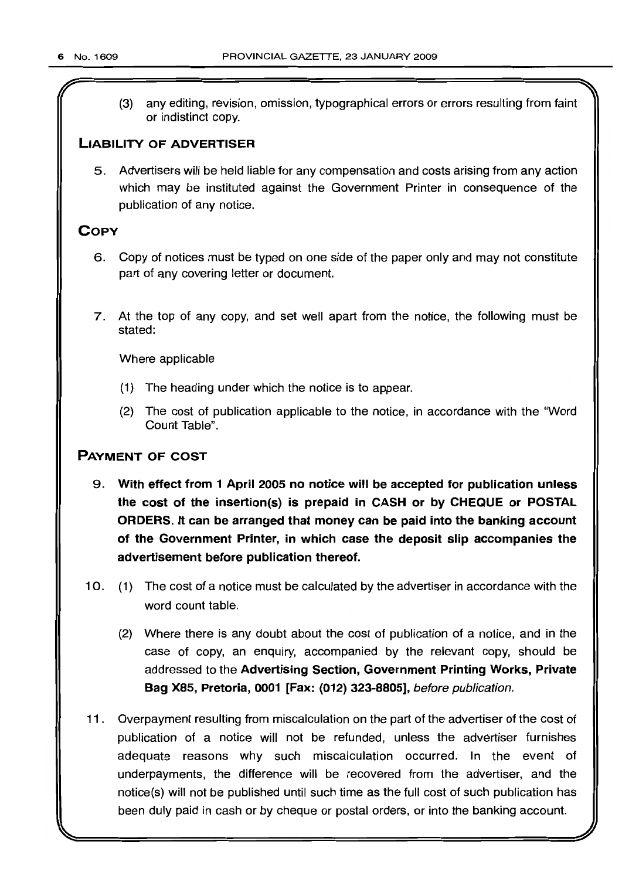(3) any editing, revision, omission, typographical errors or errors resulting from faint or indistinct copy.

## LIABILITY OF ADVERTISER

5. Advertisers will be held liable for any compensation and costs arising from any action which may be instituted against the Government Printer in consequence of the publication of any notice.

## COPY

6. Copy of notices must be typed on one side of the paper only and may not constitute part of any covering letter or document.

7. At the top of any copy, and set well apart from the notice, the following must be stated:

   Where applicable

   (1) The heading under which the notice is to appear.

   (2) The cost of publication applicable to the notice, in accordance with the "Word Count Table".

## PAYMENT OF COST

9. **With effect from 1 April 2005 no notice will be accepted for publication unless the cost of the insertion(s) is prepaid in CASH or by CHEQUE or POSTAL ORDERS. It can be arranged that money can be paid into the banking account of the Government Printer, in which case the deposit slip accompanies the advertisement before publication thereof.**

10. (1) The cost of a notice must be calculated by the advertiser in accordance with the word count table.

    (2) Where there is any doubt about the cost of publication of a notice, and in the case of copy, an enquiry, accompanied by the relevant copy, should be addressed to the **Advertising Section, Government Printing Works, Private Bag X85, Pretoria, 0001 [Fax: (012) 323-8805],** *before publication.*

11. Overpayment resulting from miscalculation on the part of the advertiser of the cost of publication of a notice will not be refunded, unless the advertiser furnishes adequate reasons why such miscalculation occurred. In the event of underpayments, the difference will be recovered from the advertiser, and the notice(s) will not be published until such time as the full cost of such publication has been duly paid in cash or by cheque or postal orders, or into the banking account.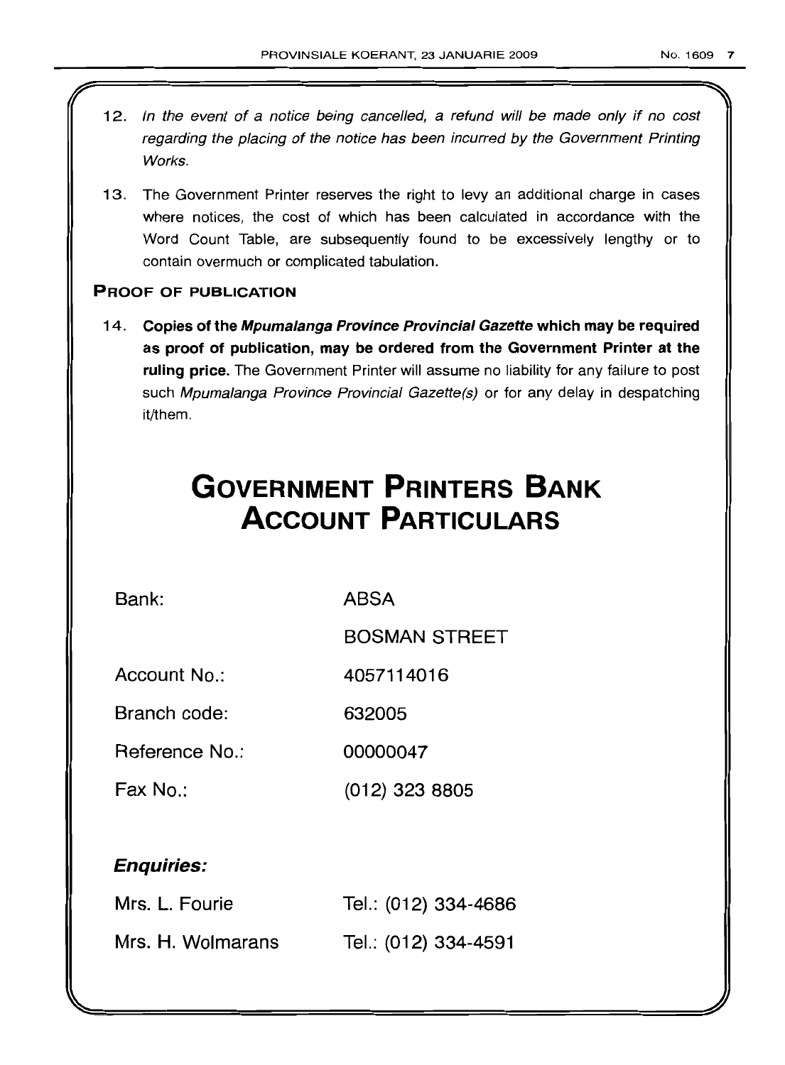12. *In the event of a notice being cancelled, a refund will be made only if no cost regarding the placing of the notice has been incurred by the Government Printing Works.*

13. The Government Printer reserves the right to levy an additional charge in cases where notices, the cost of which has been calculated in accordance with the Word Count Table, are subsequently found to be excessively lengthy or to contain overmuch or complicated tabulation.

**PROOF OF PUBLICATION**

14. **Copies of the *Mpumalanga Province Provincial Gazette* which may be required as proof of publication, may be ordered from the Government Printer at the ruling price.** The Government Printer will assume no liability for any failure to post such *Mpumalanga Province Provincial Gazette(s)* or for any delay in despatching it/them.

# GOVERNMENT PRINTERS BANK ACCOUNT PARTICULARS

| | |
|---|---|
| Bank: | ABSA |
| | BOSMAN STREET |
| Account No.: | 4057114016 |
| Branch code: | 632005 |
| Reference No.: | 00000047 |
| Fax No.: | (012) 323 8805 |

***Enquiries:***

| | |
|---|---|
| Mrs. L. Fourie | Tel.: (012) 334-4686 |
| Mrs. H. Wolmarans | Tel.: (012) 334-4591 |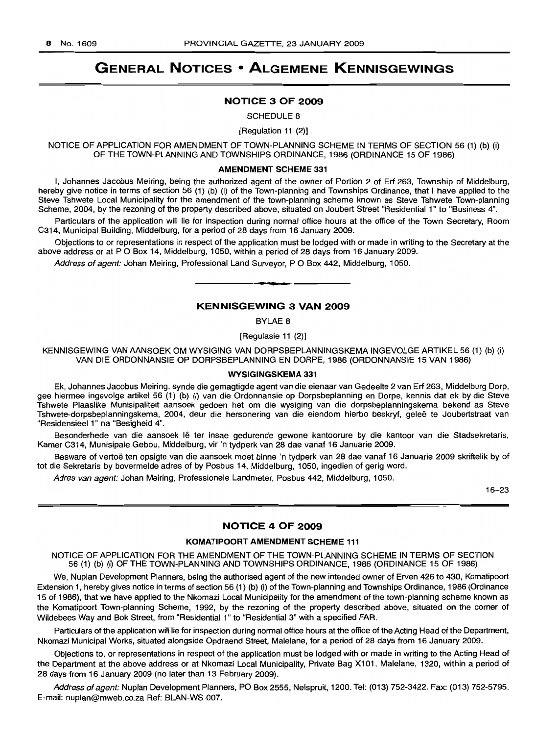# GENERAL NOTICES • ALGEMENE KENNISGEWINGS

## NOTICE 3 OF 2009

SCHEDULE 8

[Regulation 11 (2)]

NOTICE OF APPLICATION FOR AMENDMENT OF TOWN-PLANNING SCHEME IN TERMS OF SECTION 56 (1) (b) (i) OF THE TOWN-PLANNING AND TOWNSHIPS ORDINANCE, 1986 (ORDINANCE 15 OF 1986)

### AMENDMENT SCHEME 331

I, Johannes Jacobus Meiring, being the authorized agent of the owner of Portion 2 of Erf 263, Township of Middelburg, hereby give notice in terms of section 56 (1) (b) (i) of the Town-planning and Townships Ordinance, that I have applied to the Steve Tshwete Local Municipality for the amendment of the town-planning scheme known as Steve Tshwete Town-planning Scheme, 2004, by the rezoning of the property described above, situated on Joubert Street "Residential 1" to "Business 4".

Particulars of the application will lie for inspection during normal office hours at the office of the Town Secretary, Room C314, Municipal Building, Middelburg, for a period of 28 days from 16 January 2009.

Objections to or representations in respect of the application must be lodged with or made in writing to the Secretary at the above address or at P O Box 14, Middelburg, 1050, within a period of 28 days from 16 January 2009.

*Address of agent:* Johan Meiring, Professional Land Surveyor, P O Box 442, Middelburg, 1050.

---

## KENNISGEWING 3 VAN 2009

BYLAE 8

[Regulasie 11 (2)]

KENNISGEWING VAN AANSOEK OM WYSIGING VAN DORPSBEPLANNINGSKEMA INGEVOLGE ARTIKEL 56 (1) (b) (i) VAN DIE ORDONNANSIE OP DORPSBEPLANNING EN DORPE, 1986 (ORDONNANSIE 15 VAN 1986)

### WYSIGINGSKEMA 331

Ek, Johannes Jacobus Meiring, synde die gemagtigde agent van die eienaar van Gedeelte 2 van Erf 263, Middelburg Dorp, gee hiermee ingevolge artikel 56 (1) (b) (i) van die Ordonnansie op Dorpsbeplanning en Dorpe, kennis dat ek by die Steve Tshwete Plaaslike Munisipaliteit aansoek gedoen het om die wysiging van die dorpsbeplanningskema bekend as Steve Tshwete-dorpsbeplanningskema, 2004, deur die hersonering van die eiendom hierbo beskryf, geleë te Joubertstraat van "Residensieel 1" na "Besigheid 4".

Besonderhede van die aansoek lê ter insae gedurende gewone kantoorure by die kantoor van die Stadsekretaris, Kamer C314, Munisipale Gebou, Middelburg, vir 'n tydperk van 28 dae vanaf 16 Januarie 2009.

Besware of vertoë ten opsigte van die aansoek moet binne 'n tydperk van 28 dae vanaf 16 Januarie 2009 skriftelik by of tot die Sekretaris by bovermelde adres of by Posbus 14, Middelburg, 1050, ingedien of gerig word.

*Adres van agent:* Johan Meiring, Professionele Landmeter, Posbus 442, Middelburg, 1050.

16–23

---

## NOTICE 4 OF 2009

### KOMATIPOORT AMENDMENT SCHEME 111

NOTICE OF APPLICATION FOR THE AMENDMENT OF THE TOWN-PLANNING SCHEME IN TERMS OF SECTION 56 (1) (b) (i) OF THE TOWN-PLANNING AND TOWNSHIPS ORDINANCE, 1986 (ORDINANCE 15 OF 1986)

We, Nuplan Development Planners, being the authorised agent of the new intended owner of Erven 426 to 430, Komatipoort Extension 1, hereby gives notice in terms of section 56 (1) (b) (i) of the Town-planning and Townships Ordinance, 1986 (Ordinance 15 of 1986), that we have applied to the Nkomazi Local Municipality for the amendment of the town-planning scheme known as the Komatipoort Town-planning Scheme, 1992, by the rezoning of the property described above, situated on the corner of Wildebees Way and Bok Street, from "Residential 1" to "Residential 3" with a specified FAR.

Particulars of the application will lie for inspection during normal office hours at the office of the Acting Head of the Department, Nkomazi Municipal Works, situated alongside Opdraend Street, Malelane, for a period of 28 days from 16 January 2009.

Objections to, or representations in respect of the application must be lodged with or made in writing to the Acting Head of the Department at the above address or at Nkomazi Local Municipality, Private Bag X101, Malelane, 1320, within a period of 28 days from 16 January 2009 (no later than 13 February 2009).

*Address of agent:* Nuplan Development Planners, PO Box 2555, Nelspruit, 1200. Tel: (013) 752-3422. Fax: (013) 752-5795. E-mail: nuplan@mweb.co.za Ref: BLAN-WS-007.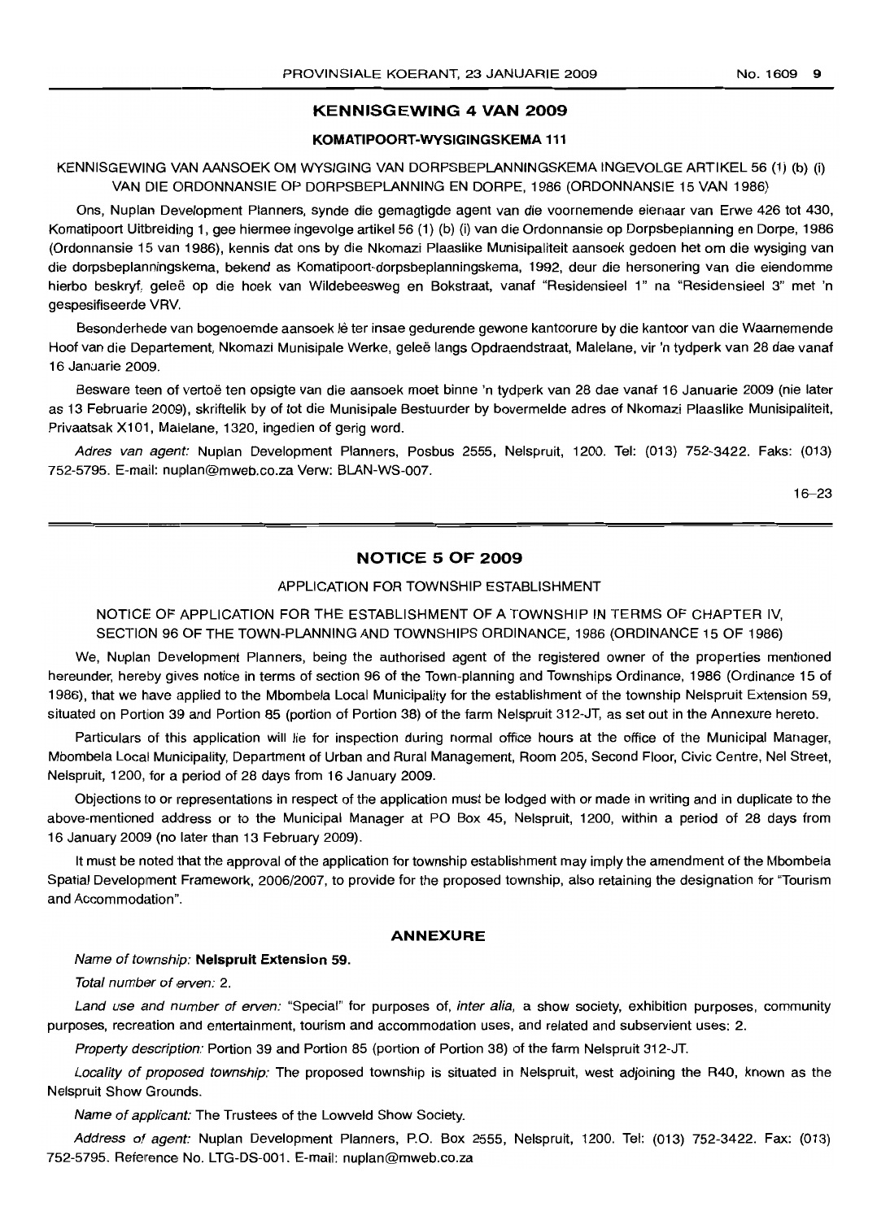## KENNISGEWING 4 VAN 2009

### KOMATIPOORT-WYSIGINGSKEMA 111

KENNISGEWING VAN AANSOEK OM WYSIGING VAN DORPSBEPLANNINGSKEMA INGEVOLGE ARTIKEL 56 (1) (b) (i) VAN DIE ORDONNANSIE OP DORPSBEPLANNING EN DORPE, 1986 (ORDONNANSIE 15 VAN 1986)

Ons, Nuplan Development Planners, synde die gemagtigde agent van die voornemende eienaar van Erwe 426 tot 430, Komatipoort Uitbreiding 1, gee hiermee ingevolge artikel 56 (1) (b) (i) van die Ordonnansie op Dorpsbeplanning en Dorpe, 1986 (Ordonnansie 15 van 1986), kennis dat ons by die Nkomazi Plaaslike Munisipaliteit aansoek gedoen het om die wysiging van die dorpsbeplanningskema, bekend as Komatipoort-dorpsbeplanningskema, 1992, deur die hersonering van die eiendomme hierbo beskryf, geleë op die hoek van Wildebeesweg en Bokstraat, vanaf "Residensieel 1" na "Residensieel 3" met 'n gespesifiseerde VRV.

Besonderhede van bogenoemde aansoek lê ter insae gedurende gewone kantoorure by die kantoor van die Waarnemende Hoof van die Departement, Nkomazi Munisipale Werke, geleë langs Opdraendstraat, Malelane, vir 'n tydperk van 28 dae vanaf 16 Januarie 2009.

Besware teen of vertoë ten opsigte van die aansoek moet binne 'n tydperk van 28 dae vanaf 16 Januarie 2009 (nie later as 13 Februarie 2009), skriftelik by of tot die Munisipale Bestuurder by bovermelde adres of Nkomazi Plaaslike Munisipaliteit, Privaatsak X101, Malelane, 1320, ingedien of gerig word.

*Adres van agent:* Nuplan Development Planners, Posbus 2555, Nelspruit, 1200. Tel: (013) 752-3422. Faks: (013) 752-5795. E-mail: nuplan@mweb.co.za Verw: BLAN-WS-007.

16–23

---

## NOTICE 5 OF 2009

APPLICATION FOR TOWNSHIP ESTABLISHMENT

NOTICE OF APPLICATION FOR THE ESTABLISHMENT OF A TOWNSHIP IN TERMS OF CHAPTER IV, SECTION 96 OF THE TOWN-PLANNING AND TOWNSHIPS ORDINANCE, 1986 (ORDINANCE 15 OF 1986)

We, Nuplan Development Planners, being the authorised agent of the registered owner of the properties mentioned hereunder, hereby gives notice in terms of section 96 of the Town-planning and Townships Ordinance, 1986 (Ordinance 15 of 1986), that we have applied to the Mbombela Local Municipality for the establishment of the township Nelspruit Extension 59, situated on Portion 39 and Portion 85 (portion of Portion 38) of the farm Nelspruit 312-JT, as set out in the Annexure hereto.

Particulars of this application will lie for inspection during normal office hours at the office of the Municipal Manager, Mbombela Local Municipality, Department of Urban and Rural Management, Room 205, Second Floor, Civic Centre, Nel Street, Nelspruit, 1200, for a period of 28 days from 16 January 2009.

Objections to or representations in respect of the application must be lodged with or made in writing and in duplicate to the above-mentioned address or to the Municipal Manager at PO Box 45, Nelspruit, 1200, within a period of 28 days from 16 January 2009 (no later than 13 February 2009).

It must be noted that the approval of the application for township establishment may imply the amendment of the Mbombela Spatial Development Framework, 2006/2007, to provide for the proposed township, also retaining the designation for "Tourism and Accommodation".

### ANNEXURE

*Name of township:* **Nelspruit Extension 59.**

*Total number of erven:* 2.

*Land use and number of erven:* "Special" for purposes of, *inter alia*, a show society, exhibition purposes, community purposes, recreation and entertainment, tourism and accommodation uses, and related and subservient uses: 2.

*Property description:* Portion 39 and Portion 85 (portion of Portion 38) of the farm Nelspruit 312-JT.

*Locality of proposed township:* The proposed township is situated in Nelspruit, west adjoining the R40, known as the Nelspruit Show Grounds.

*Name of applicant:* The Trustees of the Lowveld Show Society.

*Address of agent:* Nuplan Development Planners, P.O. Box 2555, Nelspruit, 1200. Tel: (013) 752-3422. Fax: (013) 752-5795. Reference No. LTG-DS-001. E-mail: nuplan@mweb.co.za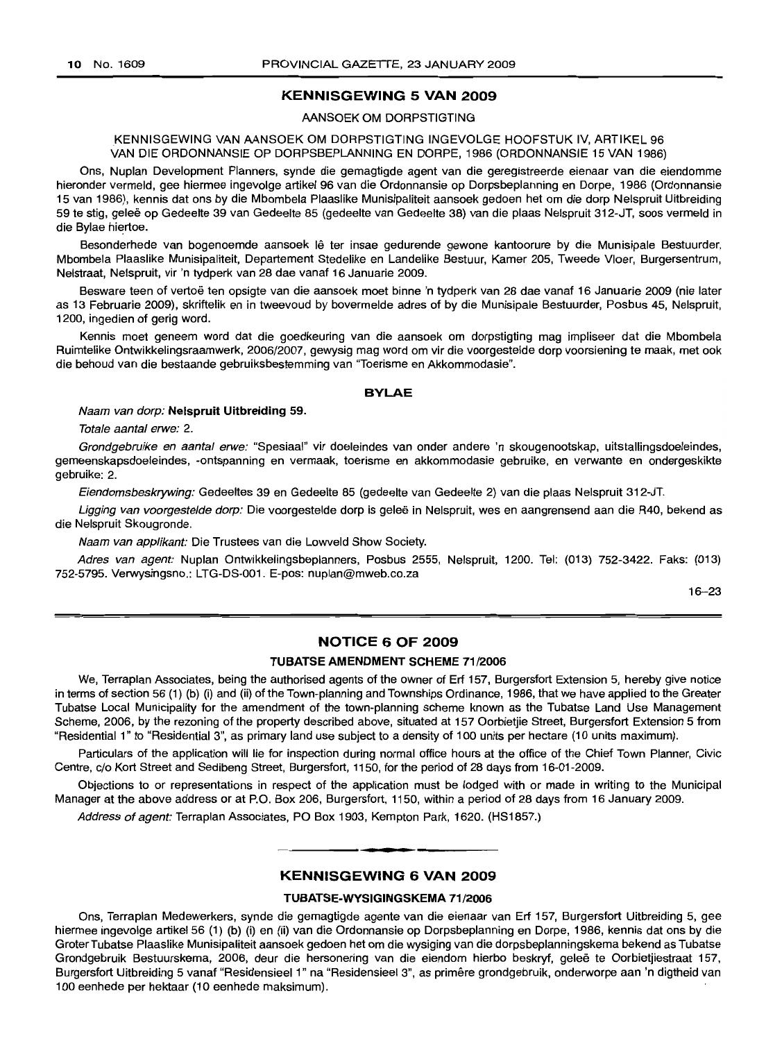## KENNISGEWING 5 VAN 2009

AANSOEK OM DORPSTIGTING

KENNISGEWING VAN AANSOEK OM DORPSTIGTING INGEVOLGE HOOFSTUK IV, ARTIKEL 96 VAN DIE ORDONNANSIE OP DORPSBEPLANNING EN DORPE, 1986 (ORDONNANSIE 15 VAN 1986)

Ons, Nuplan Development Planners, synde die gemagtigde agent van die geregistreerde eienaar van die eiendomme hieronder vermeld, gee hiermee ingevolge artikel 96 van die Ordonnansie op Dorpsbeplanning en Dorpe, 1986 (Ordonnansie 15 van 1986), kennis dat ons by die Mbombela Plaaslike Munisipaliteit aansoek gedoen het om die dorp Nelspruit Uitbreiding 59 te stig, geleë op Gedeelte 39 van Gedeelte 85 (gedeelte van Gedeelte 38) van die plaas Nelspruit 312-JT, soos vermeld in die Bylae hiertoe.

Besonderhede van bogenoemde aansoek lê ter insae gedurende gewone kantoorure by die Munisipale Bestuurder, Mbombela Plaaslike Munisipaliteit, Departement Stedelike en Landelike Bestuur, Kamer 205, Tweede Vloer, Burgersentrum, Nelstraat, Nelspruit, vir 'n tydperk van 28 dae vanaf 16 Januarie 2009.

Besware teen of vertoë ten opsigte van die aansoek moet binne 'n tydperk van 28 dae vanaf 16 Januarie 2009 (nie later as 13 Februarie 2009), skriftelik en in tweevoud by bovermelde adres of by die Munisipale Bestuurder, Posbus 45, Nelspruit, 1200, ingedien of gerig word.

Kennis moet geneem word dat die goedkeuring van die aansoek om dorpstigting mag impliseer dat die Mbombela Ruimtelike Ontwikkelingsraamwerk, 2006/2007, gewysig mag word om vir die voorgestelde dorp voorsiening te maak, met ook die behoud van die bestaande gebruiksbestemming van "Toerisme en Akkommodasie".

### BYLAE

*Naam van dorp:* **Nelspruit Uitbreiding 59.**

*Totale aantal erwe:* 2.

*Grondgebruike en aantal erwe:* "Spesiaal" vir doeleindes van onder andere 'n skougenootskap, uitstallingsdoeleindes, gemeenskapsdoeleindes, -ontspanning en vermaak, toerisme en akkommodasie gebruike, en verwante en ondergeskikte gebruike: 2.

*Eiendomsbeskrywing:* Gedeeltes 39 en Gedeelte 85 (gedeelte van Gedeelte 2) van die plaas Nelspruit 312-JT.

*Ligging van voorgestelde dorp:* Die voorgestelde dorp is geleë in Nelspruit, wes en aangrensend aan die R40, bekend as die Nelspruit Skougronde.

*Naam van applikant:* Die Trustees van die Lowveld Show Society.

*Adres van agent:* Nuplan Ontwikkelingsbeplanners, Posbus 2555, Nelspruit, 1200. Tel: (013) 752-3422. Faks: (013) 752-5795. Verwysingsno.: LTG-DS-001. E-pos: nuplan@mweb.co.za

16–23

## NOTICE 6 OF 2009

### TUBATSE AMENDMENT SCHEME 71/2006

We, Terraplan Associates, being the authorised agents of the owner of Erf 157, Burgersfort Extension 5, hereby give notice in terms of section 56 (1) (b) (i) and (ii) of the Town-planning and Townships Ordinance, 1986, that we have applied to the Greater Tubatse Local Municipality for the amendment of the town-planning scheme known as the Tubatse Land Use Management Scheme, 2006, by the rezoning of the property described above, situated at 157 Oorbietjie Street, Burgersfort Extension 5 from "Residential 1" to "Residential 3", as primary land use subject to a density of 100 units per hectare (10 units maximum).

Particulars of the application will lie for inspection during normal office hours at the office of the Chief Town Planner, Civic Centre, c/o Kort Street and Sedibeng Street, Burgersfort, 1150, for the period of 28 days from 16-01-2009.

Objections to or representations in respect of the application must be lodged with or made in writing to the Municipal Manager at the above address or at P.O. Box 206, Burgersfort, 1150, within a period of 28 days from 16 January 2009.

*Address of agent:* Terraplan Associates, PO Box 1903, Kempton Park, 1620. (HS1857.)

## KENNISGEWING 6 VAN 2009

### TUBATSE-WYSIGINGSKEMA 71/2006

Ons, Terraplan Medewerkers, synde die gemagtigde agente van die eienaar van Erf 157, Burgersfort Uitbreiding 5, gee hiermee ingevolge artikel 56 (1) (b) (i) en (ii) van die Ordonnansie op Dorpsbeplanning en Dorpe, 1986, kennis dat ons by die Groter Tubatse Plaaslike Munisipaliteit aansoek gedoen het om die wysiging van die dorpsbeplanningskema bekend as Tubatse Grondgebruik Bestuurskema, 2006, deur die hersonering van die eiendom hierbo beskryf, geleë te Oorbietjiestraat 157, Burgersfort Uitbreiding 5 vanaf "Residensieel 1" na "Residensieel 3", as primêre grondgebruik, onderworpe aan 'n digtheid van 100 eenhede per hektaar (10 eenhede maksimum).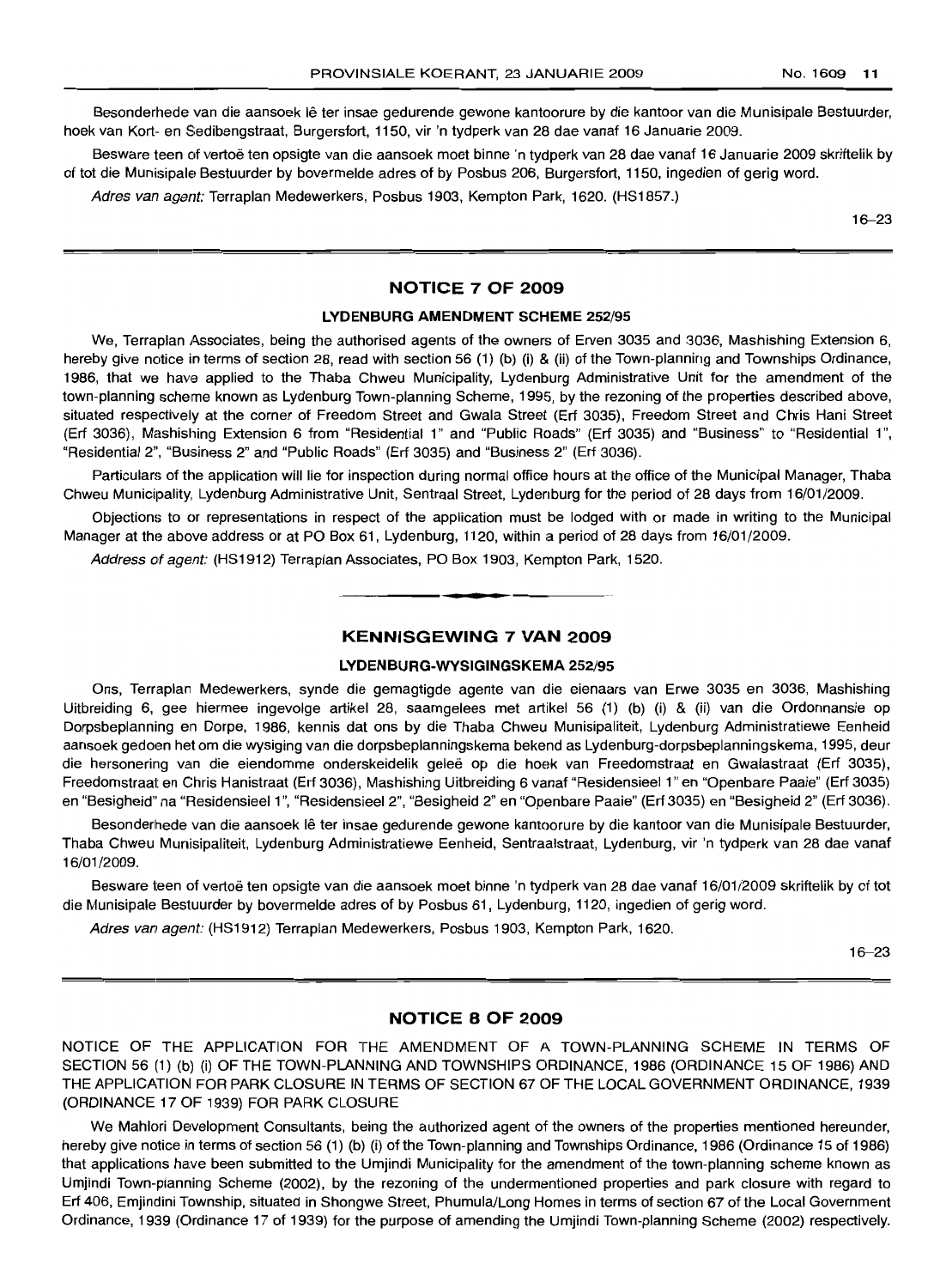Besonderhede van die aansoek lê ter insae gedurende gewone kantoorure by die kantoor van die Munisipale Bestuurder, hoek van Kort- en Sedibengstraat, Burgersfort, 1150, vir 'n tydperk van 28 dae vanaf 16 Januarie 2009.

Besware teen of vertoë ten opsigte van die aansoek moet binne 'n tydperk van 28 dae vanaf 16 Januarie 2009 skriftelik by of tot die Munisipale Bestuurder by bovermelde adres of by Posbus 206, Burgersfort, 1150, ingedien of gerig word.

*Adres van agent:* Terraplan Medewerkers, Posbus 1903, Kempton Park, 1620. (HS1857.)

16–23

## NOTICE 7 OF 2009

### LYDENBURG AMENDMENT SCHEME 252/95

We, Terraplan Associates, being the authorised agents of the owners of Erven 3035 and 3036, Mashishing Extension 6, hereby give notice in terms of section 28, read with section 56 (1) (b) (i) & (ii) of the Town-planning and Townships Ordinance, 1986, that we have applied to the Thaba Chweu Municipality, Lydenburg Administrative Unit for the amendment of the town-planning scheme known as Lydenburg Town-planning Scheme, 1995, by the rezoning of the properties described above, situated respectively at the corner of Freedom Street and Gwala Street (Erf 3035), Freedom Street and Chris Hani Street (Erf 3036), Mashishing Extension 6 from "Residential 1" and "Public Roads" (Erf 3035) and "Business" to "Residential 1", "Residential 2", "Business 2" and "Public Roads" (Erf 3035) and "Business 2" (Erf 3036).

Particulars of the application will lie for inspection during normal office hours at the office of the Municipal Manager, Thaba Chweu Municipality, Lydenburg Administrative Unit, Sentraal Street, Lydenburg for the period of 28 days from 16/01/2009.

Objections to or representations in respect of the application must be lodged with or made in writing to the Municipal Manager at the above address or at PO Box 61, Lydenburg, 1120, within a period of 28 days from 16/01/2009.

*Address of agent:* (HS1912) Terraplan Associates, PO Box 1903, Kempton Park, 1520.

## KENNISGEWING 7 VAN 2009

### LYDENBURG-WYSIGINGSKEMA 252/95

Ons, Terraplan Medewerkers, synde die gemagtigde agente van die eienaars van Erwe 3035 en 3036, Mashishing Uitbreiding 6, gee hiermee ingevolge artikel 28, saamgelees met artikel 56 (1) (b) (i) & (ii) van die Ordonnansie op Dorpsbeplanning en Dorpe, 1986, kennis dat ons by die Thaba Chweu Munisipaliteit, Lydenburg Administratiewe Eenheid aansoek gedoen het om die wysiging van die dorpsbeplanningskema bekend as Lydenburg-dorpsbeplanningskema, 1995, deur die hersonering van die eiendomme onderskeidelik geleë op die hoek van Freedomstraat en Gwalastraat (Erf 3035), Freedomstraat en Chris Hanistraat (Erf 3036), Mashishing Uitbreiding 6 vanaf "Residensieel 1" en "Openbare Paaie" (Erf 3035) en "Besigheid" na "Residensieel 1", "Residensieel 2", "Besigheid 2" en "Openbare Paaie" (Erf 3035) en "Besigheid 2" (Erf 3036).

Besonderhede van die aansoek lê ter insae gedurende gewone kantoorure by die kantoor van die Munisipale Bestuurder, Thaba Chweu Munisipaliteit, Lydenburg Administratiewe Eenheid, Sentraalstraat, Lydenburg, vir 'n tydperk van 28 dae vanaf 16/01/2009.

Besware teen of vertoë ten opsigte van die aansoek moet binne 'n tydperk van 28 dae vanaf 16/01/2009 skriftelik by of tot die Munisipale Bestuurder by bovermelde adres of by Posbus 61, Lydenburg, 1120, ingedien of gerig word.

*Adres van agent:* (HS1912) Terraplan Medewerkers, Posbus 1903, Kempton Park, 1620.

16–23

## NOTICE 8 OF 2009

NOTICE OF THE APPLICATION FOR THE AMENDMENT OF A TOWN-PLANNING SCHEME IN TERMS OF SECTION 56 (1) (b) (i) OF THE TOWN-PLANNING AND TOWNSHIPS ORDINANCE, 1986 (ORDINANCE 15 OF 1986) AND THE APPLICATION FOR PARK CLOSURE IN TERMS OF SECTION 67 OF THE LOCAL GOVERNMENT ORDINANCE, 1939 (ORDINANCE 17 OF 1939) FOR PARK CLOSURE

We Mahlori Development Consultants, being the authorized agent of the owners of the properties mentioned hereunder, hereby give notice in terms of section 56 (1) (b) (i) of the Town-planning and Townships Ordinance, 1986 (Ordinance 15 of 1986) that applications have been submitted to the Umjindi Municipality for the amendment of the town-planning scheme known as Umjindi Town-planning Scheme (2002), by the rezoning of the undermentioned properties and park closure with regard to Erf 406, Emjindini Township, situated in Shongwe Street, Phumula/Long Homes in terms of section 67 of the Local Government Ordinance, 1939 (Ordinance 17 of 1939) for the purpose of amending the Umjindi Town-planning Scheme (2002) respectively.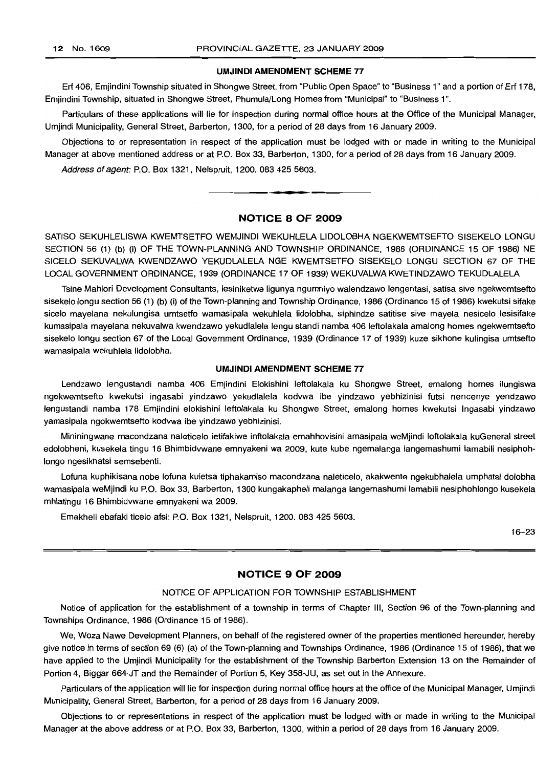#### UMJINDI AMENDMENT SCHEME 77

Erf 406, Emjindini Township situated in Shongwe Street, from "Public Open Space" to "Business 1" and a portion of Erf 178, Emjindini Township, situated in Shongwe Street, Phumula/Long Homes from "Municipal" to "Business 1".

Particulars of these applications will lie for inspection during normal office hours at the Office of the Municipal Manager, Umjindi Municipality, General Street, Barberton, 1300, for a period of 28 days from 16 January 2009.

Objections to or representation in respect of the application must be lodged with or made in writing to the Municipal Manager at above mentioned address or at P.O. Box 33, Barberton, 1300, for a period of 28 days from 16 January 2009.

*Address of agent:* P.O. Box 1321, Nelspruit, 1200. 083 425 5603.

---

## NOTICE 8 OF 2009

SATISO SEKUHLELISWA KWEMTSETFO WEMJINDI WEKUHLELA LIDOLOBHA NGEKWEMTSEFTO SISEKELO LONGU SECTION 56 (1) (b) (i) OF THE TOWN-PLANNING AND TOWNSHIP ORDINANCE, 1986 (ORDINANCE 15 OF 1986) NE SICELO SEKUVALWA KWENDZAWO YEKUDLALELA NGE KWEMTSETFO SISEKELO LONGU SECTION 67 OF THE LOCAL GOVERNMENT ORDINANCE, 1939 (ORDINANCE 17 OF 1939) WEKUVALWA KWETINDZAWO TEKUDLALELA

Tsine Mahlori Development Consultants, lesiniketwe ligunya ngumniyo walendzawo lengentasi, satisa sive ngekwemtsefto sisekelo longu section 56 (1) (b) (i) of the Town-planning and Township Ordinance, 1986 (Ordinance 15 of 1986) kwekutsi sifake sicelo mayelana nekulungisa umtsetfo wamasipala wekuhlela lidolobha, siphindze satitise sive mayela nesicelo lesisifake kumasipala mayelana nekuvalwa kwendzawo yekudlalela lengu standi namba 406 leftolakala amalong homes ngekwemtsefto sisekelo longu section 67 of the Local Government Ordinance, 1939 (Ordinance 17 of 1939) kuze sikhone kulingisa umtsefto wamasipala wekuhlela lidolobha.

#### UMJINDI AMENDMENT SCHEME 77

Lendzawo lengustandi namba 406 Emjindini Elokishini leftolakala ku Shongwe Street, emalong homes ilungiswa ngekwemtsefto kwekutsi ingasabi yindzawo yekudlalela kodvwa ibe yindzawo yebhizinisi futsi nencenye yendzawo lengustandi namba 178 Emjindini elokishini leftolakala ku Shongwe Street, emalong homes kwekutsi Ingasabi yindzawo yamasipala ngokwemtsefto kodvwa ibe yindzawo yebhizinisi.

Mininingwane macondzana naleticelo letifakiwe inftolakala emahhovisini amasipala weMjindi loftolakala kuGeneral street edolobheni, kusekela tingu 16 Bhimbidvwane emnyakeni wa 2009, kute kube ngemalanga langemashumi lamabili nesiphohlongo ngesikhatsi semsebenti.

Lofuna kuphikisana nobe lofuna kuletsa tiphakamiso macondzana naleticelo, akakwente ngekubhalela umphatsi dolobha wamasipala weMjindi ku P.O. Box 33, Barberton, 1300 kungakapheli malanga langemashumi lamabili nesiphohlongo kusekela mhlatingu 16 Bhimbidvwane emnyakeni wa 2009.

Emakheli ebafaki ticelo afsi: P.O. Box 1321, Nelspruit, 1200. 083 425 5603.

16–23

---

## NOTICE 9 OF 2009

NOTICE OF APPLICATION FOR TOWNSHIP ESTABLISHMENT

Notice of application for the establishment of a township in terms of Chapter III, Section 96 of the Town-planning and Townships Ordinance, 1986 (Ordinance 15 of 1986).

We, Woza Nawe Development Planners, on behalf of the registered owner of the properties mentioned hereunder, hereby give notice in terms of section 69 (6) (a) of the Town-planning and Townships Ordinance, 1986 (Ordinance 15 of 1986), that we have applied to the Umjindi Municipality for the establishment of the Township Barberton Extension 13 on the Remainder of Portion 4, Biggar 664-JT and the Remainder of Portion 5, Key 358-JU, as set out in the Annexure.

Particulars of the application will lie for inspection during normal office hours at the office of the Municipal Manager, Umjindi Municipality, General Street, Barberton, for a period of 28 days from 16 January 2009.

Objections to or representations in respect of the application must be lodged with or made in writing to the Municipal Manager at the above address or at P.O. Box 33, Barberton, 1300, within a period of 28 days from 16 January 2009.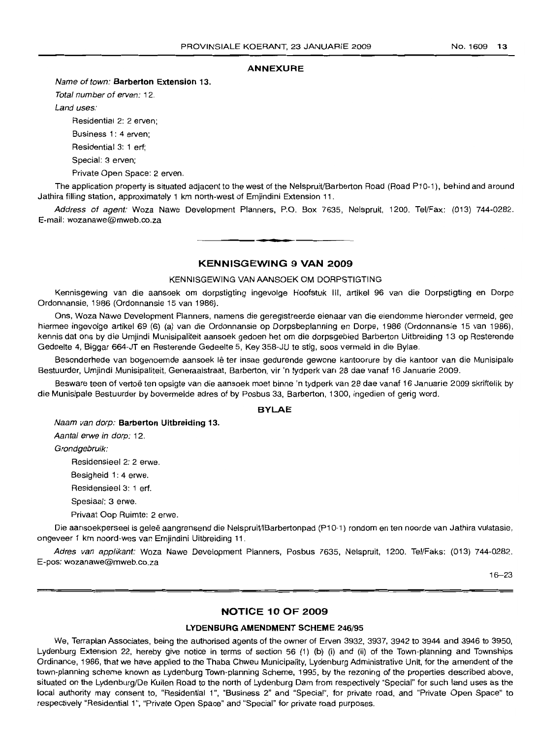## ANNEXURE

*Name of town:* **Barberton Extension 13.**

*Total number of erven:* 12.

*Land uses:*

Residential 2: 2 erven;

Business 1: 4 erven;

Residential 3: 1 erf;

Special: 3 erven;

Private Open Space: 2 erven.

The application property is situated adjacent to the west of the Nelspruit/Barberton Road (Road P10-1), behind and around Jathira filling station, approximately 1 km north-west of Emjindini Extension 11.

*Address of agent:* Woza Nawe Development Planners, P.O. Box 7635, Nelspruit, 1200. Tel/Fax: (013) 744-0282. E-mail: wozanawe@mweb.co.za

---

## KENNISGEWING 9 VAN 2009

KENNISGEWING VAN AANSOEK OM DORPSTIGTING

Kennisgewing van die aansoek om dorpstigting ingevolge Hoofstuk III, artikel 96 van die Dorpstigting en Dorpe Ordonnansie, 1986 (Ordonnansie 15 van 1986).

Ons, Woza Nawe Development Planners, namens die geregistreerde eienaar van die eiendomme hieronder vermeld, gee hiermee ingevolge artikel 69 (6) (a) van die Ordonnansie op Dorpsbeplanning en Dorpe, 1986 (Ordonnansie 15 van 1986), kennis dat ons by die Umjindi Munisipaliteit aansoek gedoen het om die dorpsgebied Barberton Uitbreiding 13 op Resterende Gedeelte 4, Biggar 664-JT en Resterende Gedeelte 5, Key 358-JU te stig, soos vermeld in die Bylae.

Besonderhede van bogenoemde aansoek lê ter insae gedurende gewone kantoorure by die kantoor van die Munisipale Bestuurder, Umjindi Munisipaliteit, Generaalstraat, Barberton, vir 'n tydperk van 28 dae vanaf 16 Januarie 2009.

Besware teen of vertoë ten opsigte van die aansoek moet binne 'n tydperk van 28 dae vanaf 16 Januarie 2009 skriftelik by die Munisipale Bestuurder by bovermelde adres of by Posbus 33, Barberton, 1300, ingedien of gerig word.

### BYLAE

*Naam van dorp:* **Barberton Uitbreiding 13.**

*Aantal erwe in dorp:* 12.

*Grondgebruik:*

Residensieel 2: 2 erwe.

Besigheid 1: 4 erwe.

Residensieel 3: 1 erf.

Spesiaal: 3 erwe.

Privaat Oop Ruimte: 2 erwe.

Die aansoekperseel is geleë aangrensend die Nelspruit/Barbertonpad (P10-1) rondom en ten noorde van Jathira vulstasie, ongeveer 1 km noord-wes van Emjindini Uitbreiding 11.

*Adres van applikant:* Woza Nawe Development Planners, Posbus 7635, Nelspruit, 1200. Tel/Faks: (013) 744-0282. E-pos: wozanawe@mweb.co.za

16–23

---

## NOTICE 10 OF 2009

### LYDENBURG AMENDMENT SCHEME 246/95

We, Terraplan Associates, being the authorised agents of the owner of Erven 3932, 3937, 3942 to 3944 and 3946 to 3950, Lydenburg Extension 22, hereby give notice in terms of section 56 (1) (b) (i) and (ii) of the Town-planning and Townships Ordinance, 1986, that we have applied to the Thaba Chweu Municipality, Lydenburg Administrative Unit, for the amendent of the town-planning scheme known as Lydenburg Town-planning Scheme, 1995, by the rezoning of the properties described above, situated on the Lydenburg/De Kuilen Road to the north of Lydenburg Dam from respectively "Special" for such land uses as the local authority may consent to, "Residential 1", "Business 2" and "Special", for private road, and "Private Open Space" to respectively "Residential 1", "Private Open Space" and "Special" for private road purposes.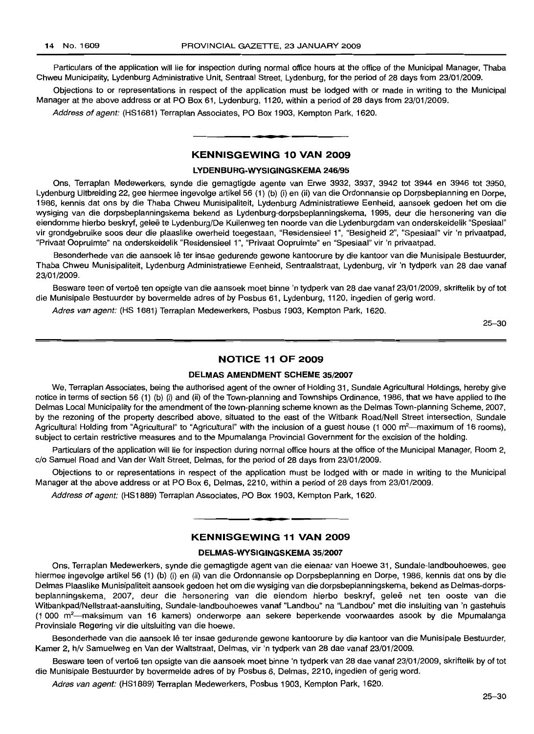Particulars of the application will lie for inspection during normal office hours at the office of the Municipal Manager, Thaba Chweu Municipality, Lydenburg Administrative Unit, Sentraal Street, Lydenburg, for the period of 28 days from 23/01/2009.

Objections to or representations in respect of the application must be lodged with or made in writing to the Municipal Manager at the above address or at PO Box 61, Lydenburg, 1120, within a period of 28 days from 23/01/2009.

*Address of agent:* (HS1681) Terraplan Associates, PO Box 1903, Kempton Park, 1620.

## KENNISGEWING 10 VAN 2009

### LYDENBURG-WYSIGINGSKEMA 246/95

Ons, Terraplan Medewerkers, synde die gemagtigde agente van Erwe 3932, 3937, 3942 tot 3944 en 3946 tot 3950, Lydenburg Uitbreiding 22, gee hiermee ingevolge artikel 56 (1) (b) (i) en (ii) van die Ordonnansie op Dorpsbeplanning en Dorpe, 1986, kennis dat ons by die Thaba Chweu Munisipaliteit, Lydenburg Administratiewe Eenheid, aansoek gedoen het om die wysiging van die dorpsbeplanningskema bekend as Lydenburg-dorpsbeplanningskema, 1995, deur die hersonering van die eiendomme hierbo beskryf, geleë te Lydenburg/De Kuilenweg ten noorde van die Lydenburgdam van onderskeidelik "Spesiaal" vir grondgebruike soos deur die plaaslike owerheid toegestaan, "Residensieel 1", "Besigheid 2", "Spesiaal" vir 'n privaatpad, "Privaat Oopruimte" na onderskeidelik "Residensieel 1", "Privaat Oopruimte" en "Spesiaal" vir 'n privaatpad.

Besonderhede van die aansoek lê ter insae gedurende gewone kantoorure by die kantoor van die Munisipale Bestuurder, Thaba Chweu Munisipaliteit, Lydenburg Administratiewe Eenheid, Sentraalstraat, Lydenburg, vir 'n tydperk van 28 dae vanaf 23/01/2009.

Besware teen of vertoë ten opsigte van die aansoek moet binne 'n tydperk van 28 dae vanaf 23/01/2009, skriftelik by of tot die Munisipale Bestuurder by bovermelde adres of by Posbus 61, Lydenburg, 1120, ingedien of gerig word.

*Adres van agent:* (HS 1681) Terraplan Medewerkers, Posbus 1903, Kempton Park, 1620.

25–30

## NOTICE 11 OF 2009

### DELMAS AMENDMENT SCHEME 35/2007

We, Terraplan Associates, being the authorised agent of the owner of Holding 31, Sundale Agricultural Holdings, hereby give notice in terms of section 56 (1) (b) (i) and (ii) of the Town-planning and Townships Ordinance, 1986, that we have applied to the Delmas Local Municipality for the amendment of the town-planning scheme known as the Delmas Town-planning Scheme, 2007, by the rezoning of the property described above, situated to the east of the Witbank Road/Nell Street intersection, Sundale Agricultural Holding from "Agricultural" to "Agricultural" with the inclusion of a guest house (1 000 m$^2$—maximum of 16 rooms), subject to certain restrictive measures and to the Mpumalanga Provincial Government for the excision of the holding.

Particulars of the application will lie for inspection during normal office hours at the office of the Municipal Manager, Room 2, c/o Samuel Road and Van der Walt Street, Delmas, for the period of 28 days from 23/01/2009.

Objections to or representations in respect of the application must be lodged with or made in writing to the Municipal Manager at the above address or at PO Box 6, Delmas, 2210, within a period of 28 days from 23/01/2009.

*Address of agent:* (HS1889) Terraplan Associates, PO Box 1903, Kempton Park, 1620.

## KENNISGEWING 11 VAN 2009

### DELMAS-WYSIGINGSKEMA 35/2007

Ons, Terraplan Medewerkers, synde die gemagtigde agent van die eienaar van Hoewe 31, Sundale-landbouhoewes, gee hiermee ingevolge artikel 56 (1) (b) (i) en (ii) van die Ordonnansie op Dorpsbeplanning en Dorpe, 1986, kennis dat ons by die Delmas Plaaslike Munisipaliteit aansoek gedoen het om die wysiging van die dorpsbeplanningskema, bekend as Delmas-dorpsbeplanningskema, 2007, deur die hersonering van die eiendom hierbo beskryf, geleë net ten ooste van die Witbankpad/Nellstraat-aansluiting, Sundale-landbouhoewes vanaf "Landbou" na "Landbou" met die insluiting van 'n gastehuis (1 000 m$^2$—maksimum van 16 kamers) onderworpe aan sekere beperkende voorwaardes asook by die Mpumalanga Provinsiale Regering vir die uitsluiting van die hoewe.

Besonderhede van die aansoek lê ter insae gedurende gewone kantoorure by die kantoor van die Munisipale Bestuurder, Kamer 2, h/v Samuelweg en Van der Waltstraat, Delmas, vir 'n tydperk van 28 dae vanaf 23/01/2009.

Besware teen of vertoë ten opsigte van die aansoek moet binne 'n tydperk van 28 dae vanaf 23/01/2009, skriftelik by of tot die Munisipale Bestuurder by bovermelde adres of by Posbus 6, Delmas, 2210, ingedien of gerig word.

*Adres van agent:* (HS1889) Terraplan Medewerkers, Posbus 1903, Kempton Park, 1620.

25–30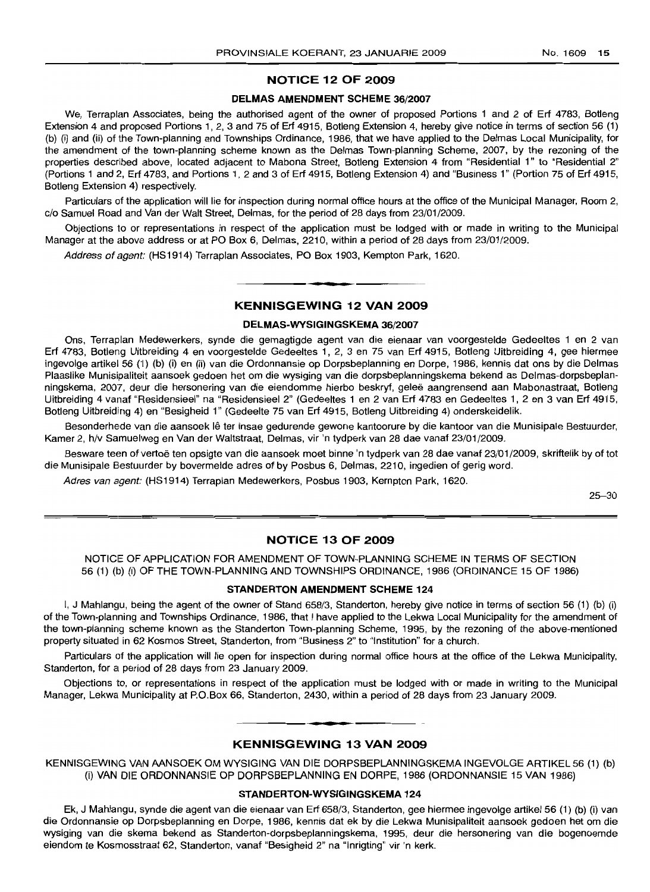## NOTICE 12 OF 2009

### DELMAS AMENDMENT SCHEME 36/2007

We, Terraplan Associates, being the authorised agent of the owner of proposed Portions 1 and 2 of Erf 4783, Botleng Extension 4 and proposed Portions 1, 2, 3 and 75 of Erf 4915, Botleng Extension 4, hereby give notice in terms of section 56 (1) (b) (i) and (ii) of the Town-planning and Townships Ordinance, 1986, that we have applied to the Delmas Local Municipality, for the amendment of the town-planning scheme known as the Delmas Town-planning Scheme, 2007, by the rezoning of the properties described above, located adjacent to Mabona Street, Botleng Extension 4 from "Residential 1" to "Residential 2" (Portions 1 and 2, Erf 4783, and Portions 1, 2 and 3 of Erf 4915, Botleng Extension 4) and "Business 1" (Portion 75 of Erf 4915, Botleng Extension 4) respectively.

Particulars of the application will lie for inspection during normal office hours at the office of the Municipal Manager, Room 2, c/o Samuel Road and Van der Walt Street, Delmas, for the period of 28 days from 23/01/2009.

Objections to or representations in respect of the application must be lodged with or made in writing to the Municipal Manager at the above address or at PO Box 6, Delmas, 2210, within a period of 28 days from 23/01/2009.

*Address of agent:* (HS1914) Terraplan Associates, PO Box 1903, Kempton Park, 1620.

---

## KENNISGEWING 12 VAN 2009

### DELMAS-WYSIGINGSKEMA 36/2007

Ons, Terraplan Medewerkers, synde die gemagtigde agent van die eienaar van voorgestelde Gedeeltes 1 en 2 van Erf 4783, Botleng Uitbreiding 4 en voorgestelde Gedeeltes 1, 2, 3 en 75 van Erf 4915, Botleng Uitbreiding 4, gee hiermee ingevolge artikel 56 (1) (b) (i) en (ii) van die Ordonnansie op Dorpsbeplanning en Dorpe, 1986, kennis dat ons by die Delmas Plaaslike Munisipaliteit aansoek gedoen het om die wysiging van die dorpsbeplanningskema bekend as Delmas-dorpsbeplanningskema, 2007, deur die hersonering van die eiendomme hierbo beskryf, geleë aangrensend aan Mabonastraat, Botleng Uitbreiding 4 vanaf "Residensieel" na "Residensieel 2" (Gedeeltes 1 en 2 van Erf 4783 en Gedeeltes 1, 2 en 3 van Erf 4915, Botleng Uitbreiding 4) en "Besigheid 1" (Gedeelte 75 van Erf 4915, Botleng Uitbreiding 4) onderskeidelik.

Besonderhede van die aansoek lê ter insae gedurende gewone kantoorure by die kantoor van die Munisipale Bestuurder, Kamer 2, h/v Samuelweg en Van der Waltstraat, Delmas, vir 'n tydperk van 28 dae vanaf 23/01/2009.

Besware teen of vertoë ten opsigte van die aansoek moet binne 'n tydperk van 28 dae vanaf 23/01/2009, skriftelik by of tot die Munisipale Bestuurder by bovermelde adres of by Posbus 6, Delmas, 2210, ingedien of gerig word.

*Adres van agent:* (HS1914) Terraplan Medewerkers, Posbus 1903, Kempton Park, 1620.

25–30

---

## NOTICE 13 OF 2009

NOTICE OF APPLICATION FOR AMENDMENT OF TOWN-PLANNING SCHEME IN TERMS OF SECTION 56 (1) (b) (i) OF THE TOWN-PLANNING AND TOWNSHIPS ORDINANCE, 1986 (ORDINANCE 15 OF 1986)

### STANDERTON AMENDMENT SCHEME 124

I, J Mahlangu, being the agent of the owner of Stand 658/3, Standerton, hereby give notice in terms of section 56 (1) (b) (i) of the Town-planning and Townships Ordinance, 1986, that I have applied to the Lekwa Local Municipality for the amendment of the town-planning scheme known as the Standerton Town-planning Scheme, 1995, by the rezoning of the above-mentioned property situated in 62 Kosmos Street, Standerton, from "Business 2" to "Institution" for a church.

Particulars of the application will lie open for inspection during normal office hours at the office of the Lekwa Municipality, Standerton, for a period of 28 days from 23 January 2009.

Objections to, or representations in respect of the application must be lodged with or made in writing to the Municipal Manager, Lekwa Municipality at P.O.Box 66, Standerton, 2430, within a period of 28 days from 23 January 2009.

---

## KENNISGEWING 13 VAN 2009

KENNISGEWING VAN AANSOEK OM WYSIGING VAN DIE DORPSBEPLANNINGSKEMA INGEVOLGE ARTIKEL 56 (1) (b) (i) VAN DIE ORDONNANSIE OP DORPSBEPLANNING EN DORPE, 1986 (ORDONNANSIE 15 VAN 1986)

### STANDERTON-WYSIGINGSKEMA 124

Ek, J Mahlangu, synde die agent van die eienaar van Erf 658/3, Standerton, gee hiermee ingevolge artikel 56 (1) (b) (i) van die Ordonnansie op Dorpsbeplanning en Dorpe, 1986, kennis dat ek by die Lekwa Munisipaliteit aansoek gedoen het om die wysiging van die skema bekend as Standerton-dorpsbeplanningskema, 1995, deur die hersonering van die bogenoemde eiendom te Kosmosstraat 62, Standerton, vanaf "Besigheid 2" na "Inrigting" vir 'n kerk.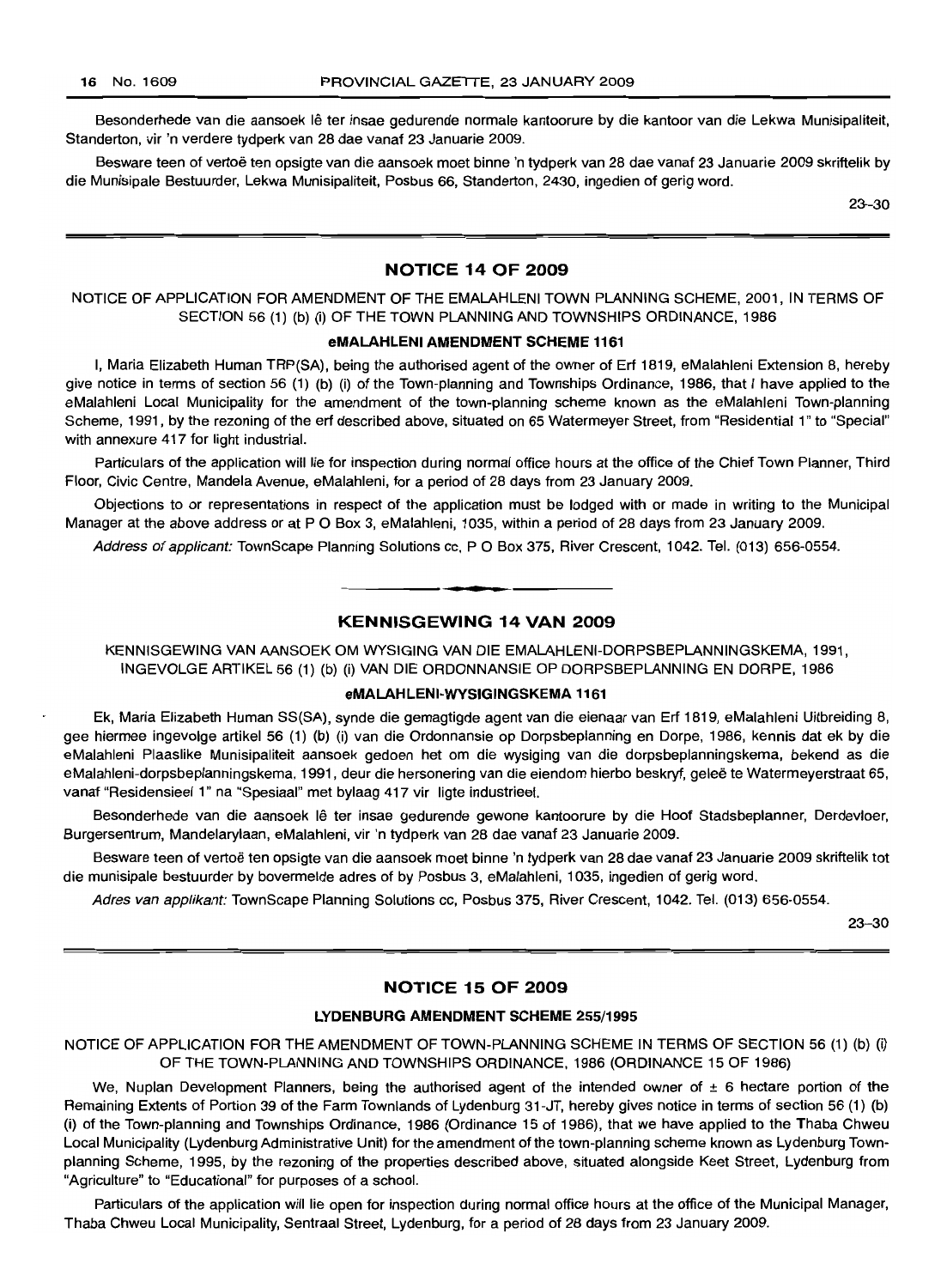Besonderhede van die aansoek lê ter insae gedurende normale kantoorure by die kantoor van die Lekwa Munisipaliteit, Standerton, vir 'n verdere tydperk van 28 dae vanaf 23 Januarie 2009.

Besware teen of vertoë ten opsigte van die aansoek moet binne 'n tydperk van 28 dae vanaf 23 Januarie 2009 skriftelik by die Munisipale Bestuurder, Lekwa Munisipaliteit, Posbus 66, Standerton, 2430, ingedien of gerig word.

23–30

## NOTICE 14 OF 2009

NOTICE OF APPLICATION FOR AMENDMENT OF THE EMALAHLENI TOWN PLANNING SCHEME, 2001, IN TERMS OF SECTION 56 (1) (b) (i) OF THE TOWN PLANNING AND TOWNSHIPS ORDINANCE, 1986

### eMALAHLENI AMENDMENT SCHEME 1161

I, Maria Elizabeth Human TRP(SA), being the authorised agent of the owner of Erf 1819, eMalahleni Extension 8, hereby give notice in terms of section 56 (1) (b) (i) of the Town-planning and Townships Ordinance, 1986, that I have applied to the eMalahleni Local Municipality for the amendment of the town-planning scheme known as the eMalahleni Town-planning Scheme, 1991, by the rezoning of the erf described above, situated on 65 Watermeyer Street, from "Residential 1" to "Special" with annexure 417 for light industrial.

Particulars of the application will lie for inspection during normal office hours at the office of the Chief Town Planner, Third Floor, Civic Centre, Mandela Avenue, eMalahleni, for a period of 28 days from 23 January 2009.

Objections to or representations in respect of the application must be lodged with or made in writing to the Municipal Manager at the above address or at P O Box 3, eMalahleni, 1035, within a period of 28 days from 23 January 2009.

*Address of applicant:* TownScape Planning Solutions cc, P O Box 375, River Crescent, 1042. Tel. (013) 656-0554.

## KENNISGEWING 14 VAN 2009

KENNISGEWING VAN AANSOEK OM WYSIGING VAN DIE EMALAHLENI-DORPSBEPLANNINGSKEMA, 1991, INGEVOLGE ARTIKEL 56 (1) (b) (i) VAN DIE ORDONNANSIE OP DORPSBEPLANNING EN DORPE, 1986

### eMALAHLENI-WYSIGINGSKEMA 1161

Ek, Maria Elizabeth Human SS(SA), synde die gemagtigde agent van die eienaar van Erf 1819, eMalahleni Uitbreiding 8, gee hiermee ingevolge artikel 56 (1) (b) (i) van die Ordonnansie op Dorpsbeplanning en Dorpe, 1986, kennis dat ek by die eMalahleni Plaaslike Munisipaliteit aansoek gedoen het om die wysiging van die dorpsbeplanningskema, bekend as die eMalahleni-dorpsbeplanningskema, 1991, deur die hersonering van die eiendom hierbo beskryf, geleë te Watermeyerstraat 65, vanaf "Residensieel 1" na "Spesiaal" met bylaag 417 vir ligte industrieel.

Besonderhede van die aansoek lê ter insae gedurende gewone kantoorure by die Hoof Stadsbeplanner, Derdevloer, Burgersentrum, Mandelarylaan, eMalahleni, vir 'n tydperk van 28 dae vanaf 23 Januarie 2009.

Besware teen of vertoë ten opsigte van die aansoek moet binne 'n tydperk van 28 dae vanaf 23 Januarie 2009 skriftelik tot die munisipale bestuurder by bovermelde adres of by Posbus 3, eMalahleni, 1035, ingedien of gerig word.

*Adres van applikant:* TownScape Planning Solutions cc, Posbus 375, River Crescent, 1042. Tel. (013) 656-0554.

23–30

## NOTICE 15 OF 2009

### LYDENBURG AMENDMENT SCHEME 255/1995

NOTICE OF APPLICATION FOR THE AMENDMENT OF TOWN-PLANNING SCHEME IN TERMS OF SECTION 56 (1) (b) (i) OF THE TOWN-PLANNING AND TOWNSHIPS ORDINANCE, 1986 (ORDINANCE 15 OF 1986)

We, Nuplan Development Planners, being the authorised agent of the intended owner of ± 6 hectare portion of the Remaining Extents of Portion 39 of the Farm Townlands of Lydenburg 31-JT, hereby gives notice in terms of section 56 (1) (b) (i) of the Town-planning and Townships Ordinance, 1986 (Ordinance 15 of 1986), that we have applied to the Thaba Chweu Local Municipality (Lydenburg Administrative Unit) for the amendment of the town-planning scheme known as Lydenburg Town-planning Scheme, 1995, by the rezoning of the properties described above, situated alongside Keet Street, Lydenburg from "Agriculture" to "Educational" for purposes of a school.

Particulars of the application will lie open for inspection during normal office hours at the office of the Municipal Manager, Thaba Chweu Local Municipality, Sentraal Street, Lydenburg, for a period of 28 days from 23 January 2009.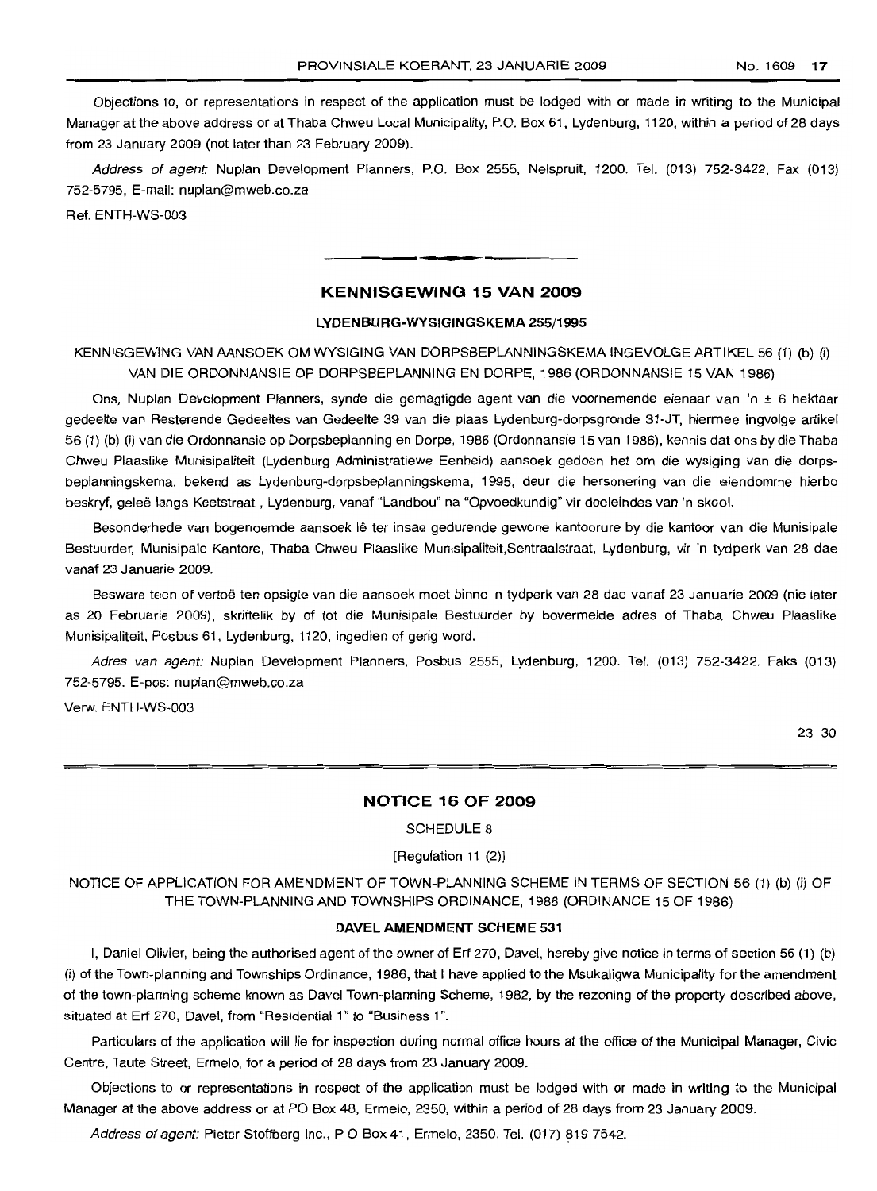Objections to, or representations in respect of the application must be lodged with or made in writing to the Municipal Manager at the above address or at Thaba Chweu Local Municipality, P.O. Box 61, Lydenburg, 1120, within a period of 28 days from 23 January 2009 (not later than 23 February 2009).

*Address of agent:* Nuplan Development Planners, P.O. Box 2555, Nelspruit, 1200. Tel. (013) 752-3422, Fax (013) 752-5795, E-mail: nuplan@mweb.co.za

Ref. ENTH-WS-003

---

## KENNISGEWING 15 VAN 2009

### LYDENBURG-WYSIGINGSKEMA 255/1995

KENNISGEWING VAN AANSOEK OM WYSIGING VAN DORPSBEPLANNINGSKEMA INGEVOLGE ARTIKEL 56 (1) (b) (i) VAN DIE ORDONNANSIE OP DORPSBEPLANNING EN DORPE, 1986 (ORDONNANSIE 15 VAN 1986)

Ons, Nuplan Development Planners, synde die gemagtigde agent van die voornemende eienaar van 'n ± 6 hektaar gedeelte van Resterende Gedeeltes van Gedeelte 39 van die plaas Lydenburg-dorpsgronde 31-JT, hiermee ingvolge artikel 56 (1) (b) (i) van die Ordonnansie op Dorpsbeplanning en Dorpe, 1986 (Ordonnansie 15 van 1986), kennis dat ons by die Thaba Chweu Plaaslike Munisipaliteit (Lydenburg Administratiewe Eenheid) aansoek gedoen het om die wysiging van die dorpsbeplanningskema, bekend as Lydenburg-dorpsbeplanningskema, 1995, deur die hersonering van die eiendomme hierbo beskryf, geleë langs Keetstraat , Lydenburg, vanaf "Landbou" na "Opvoedkundig" vir doeleindes van 'n skool.

Besonderhede van bogenoemde aansoek lê ter insae gedurende gewone kantoorure by die kantoor van die Munisipale Bestuurder, Munisipale Kantore, Thaba Chweu Plaaslike Munisipaliteit,Sentraalstraat, Lydenburg, vir 'n tydperk van 28 dae vanaf 23 Januarie 2009.

Besware teen of vertoë ten opsigte van die aansoek moet binne 'n tydperk van 28 dae vanaf 23 Januarie 2009 (nie later as 20 Februarie 2009), skriftelik by of tot die Munisipale Bestuurder by bovermelde adres of Thaba Chweu Plaaslike Munisipaliteit, Posbus 61, Lydenburg, 1120, ingedien of gerig word.

*Adres van agent:* Nuplan Development Planners, Posbus 2555, Lydenburg, 1200. Tel. (013) 752-3422. Faks (013) 752-5795. E-pos: nuplan@mweb.co.za

Verw. ENTH-WS-003

23–30

---

## NOTICE 16 OF 2009

SCHEDULE 8

[Regulation 11 (2)]

NOTICE OF APPLICATION FOR AMENDMENT OF TOWN-PLANNING SCHEME IN TERMS OF SECTION 56 (1) (b) (i) OF THE TOWN-PLANNING AND TOWNSHIPS ORDINANCE, 1986 (ORDINANCE 15 OF 1986)

### DAVEL AMENDMENT SCHEME 531

I, Daniel Olivier, being the authorised agent of the owner of Erf 270, Davel, hereby give notice in terms of section 56 (1) (b) (i) of the Town-planning and Townships Ordinance, 1986, that I have applied to the Msukaligwa Municipality for the amendment of the town-planning scheme known as Davel Town-planning Scheme, 1982, by the rezoning of the property described above, situated at Erf 270, Davel, from "Residential 1" to "Business 1".

Particulars of the application will lie for inspection during normal office hours at the office of the Municipal Manager, Civic Centre, Taute Street, Ermelo, for a period of 28 days from 23 January 2009.

Objections to or representations in respect of the application must be lodged with or made in writing to the Municipal Manager at the above address or at PO Box 48, Ermelo, 2350, within a period of 28 days from 23 January 2009.

*Address of agent:* Pieter Stoffberg Inc., P O Box 41, Ermelo, 2350. Tel. (017) 819-7542.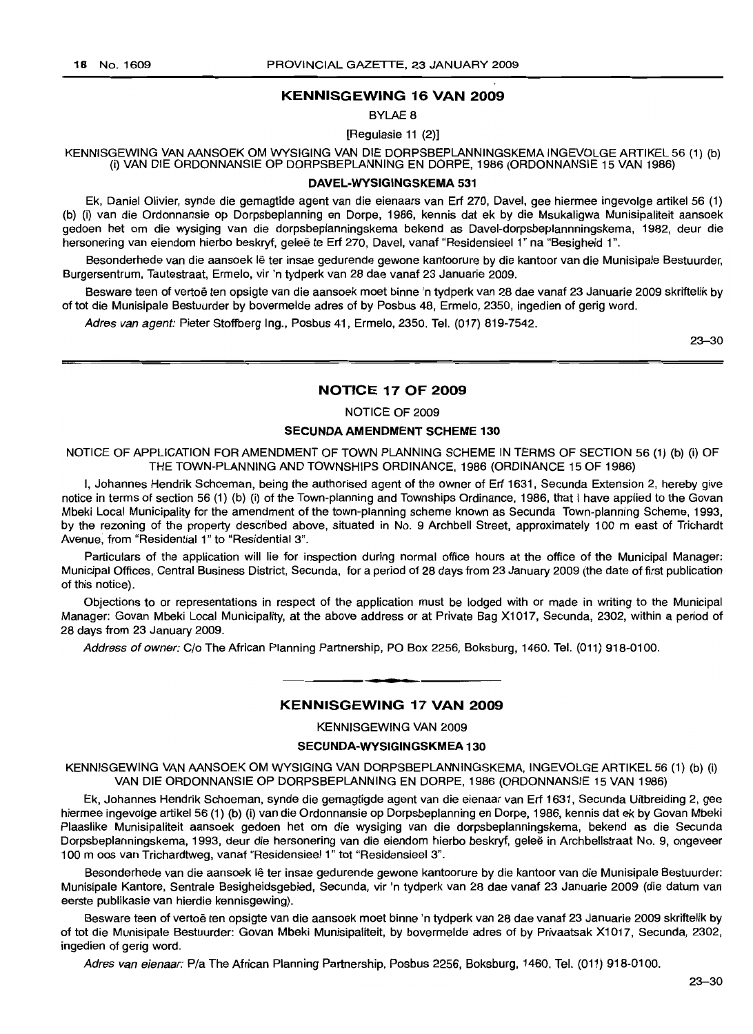## KENNISGEWING 16 VAN 2009

BYLAE 8

[Regulasie 11 (2)]

KENNISGEWING VAN AANSOEK OM WYSIGING VAN DIE DORPSBEPLANNINGSKEMA INGEVOLGE ARTIKEL 56 (1) (b) (i) VAN DIE ORDONNANSIE OP DORPSBEPLANNING EN DORPE, 1986 (ORDONNANSIE 15 VAN 1986)

### DAVEL-WYSIGINGSKEMA 531

Ek, Daniel Olivier, synde die gemagtide agent van die eienaars van Erf 270, Davel, gee hiermee ingevolge artikel 56 (1) (b) (i) van die Ordonnansie op Dorpsbeplanning en Dorpe, 1986, kennis dat ek by die Msukaligwa Munisipaliteit aansoek gedoen het om die wysiging van die dorpsbeplanningskema bekend as Davel-dorpsbeplannningskema, 1982, deur die hersonering van eiendom hierbo beskryf, geleë te Erf 270, Davel, vanaf "Residensieel 1" na "Besigheid 1".

Besonderhede van die aansoek lê ter insae gedurende gewone kantoorure by die kantoor van die Munisipale Bestuurder, Burgersentrum, Tautestraat, Ermelo, vir 'n tydperk van 28 dae vanaf 23 Januarie 2009.

Besware teen of vertoë ten opsigte van die aansoek moet binne 'n tydperk van 28 dae vanaf 23 Januarie 2009 skriftelik by of tot die Munisipale Bestuurder by bovermelde adres of by Posbus 48, Ermelo, 2350, ingedien of gerig word.

*Adres van agent:* Pieter Stoffberg Ing., Posbus 41, Ermelo, 2350. Tel. (017) 819-7542.

23–30

## NOTICE 17 OF 2009

NOTICE OF 2009

### SECUNDA AMENDMENT SCHEME 130

NOTICE OF APPLICATION FOR AMENDMENT OF TOWN PLANNING SCHEME IN TERMS OF SECTION 56 (1) (b) (i) OF THE TOWN-PLANNING AND TOWNSHIPS ORDINANCE, 1986 (ORDINANCE 15 OF 1986)

I, Johannes Hendrik Schoeman, being the authorised agent of the owner of Erf 1631, Secunda Extension 2, hereby give notice in terms of section 56 (1) (b) (i) of the Town-planning and Townships Ordinance, 1986, that I have applied to the Govan Mbeki Local Municipality for the amendment of the town-planning scheme known as Secunda Town-planning Scheme, 1993, by the rezoning of the property described above, situated in No. 9 Archbell Street, approximately 100 m east of Trichardt Avenue, from "Residential 1" to "Residential 3".

Particulars of the application will lie for inspection during normal office hours at the office of the Municipal Manager: Municipal Offices, Central Business District, Secunda, for a period of 28 days from 23 January 2009 (the date of first publication of this notice).

Objections to or representations in respect of the application must be lodged with or made in writing to the Municipal Manager: Govan Mbeki Local Municipality, at the above address or at Private Bag X1017, Secunda, 2302, within a period of 28 days from 23 January 2009.

*Address of owner:* C/o The African Planning Partnership, PO Box 2256, Boksburg, 1460. Tel. (011) 918-0100.

---

## KENNISGEWING 17 VAN 2009

KENNISGEWING VAN 2009

### SECUNDA-WYSIGINGSKMEA 130

KENNISGEWING VAN AANSOEK OM WYSIGING VAN DORPSBEPLANNINGSKEMA, INGEVOLGE ARTIKEL 56 (1) (b) (i) VAN DIE ORDONNANSIE OP DORPSBEPLANNING EN DORPE, 1986 (ORDONNANSIE 15 VAN 1986)

Ek, Johannes Hendrik Schoeman, synde die gemagtigde agent van die eienaar van Erf 1631, Secunda Uitbreiding 2, gee hiermee ingevolge artikel 56 (1) (b) (i) van die Ordonnansie op Dorpsbeplanning en Dorpe, 1986, kennis dat ek by Govan Mbeki Plaaslike Munisipaliteit aansoek gedoen het om die wysiging van die dorpsbeplanningskema, bekend as die Secunda Dorpsbeplanningskema, 1993, deur die hersonering van die eiendom hierbo beskryf, geleë in Archbellstraat No. 9, ongeveer 100 m oos van Trichardtweg, vanaf "Residensieel 1" tot "Residensieel 3".

Besonderhede van die aansoek lê ter insae gedurende gewone kantoorure by die kantoor van die Munisipale Bestuurder: Munisipale Kantore, Sentrale Besigheidsgebied, Secunda, vir 'n tydperk van 28 dae vanaf 23 Januarie 2009 (die datum van eerste publikasie van hierdie kennisgewing).

Besware teen of vertoë ten opsigte van die aansoek moet binne 'n tydperk van 28 dae vanaf 23 Januarie 2009 skriftelik by of tot die Munisipale Bestuurder: Govan Mbeki Munisipaliteit, by bovermelde adres of by Privaatsak X1017, Secunda, 2302, ingedien of gerig word.

*Adres van eienaar:* P/a The African Planning Partnership, Posbus 2256, Boksburg, 1460. Tel. (011) 918-0100.

23–30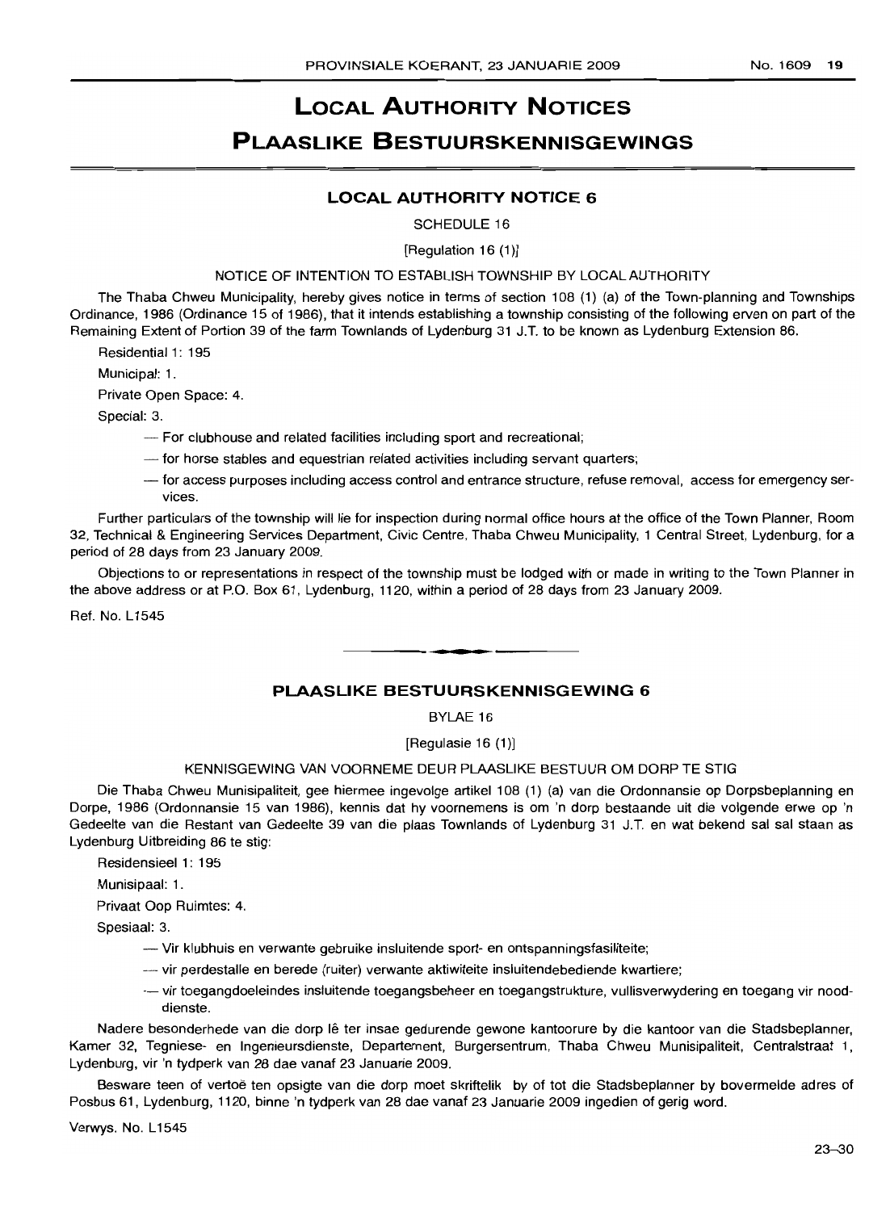# LOCAL AUTHORITY NOTICES

# PLAASLIKE BESTUURSKENNISGEWINGS

## LOCAL AUTHORITY NOTICE 6

SCHEDULE 16

[Regulation 16 (1)]

NOTICE OF INTENTION TO ESTABLISH TOWNSHIP BY LOCAL AUTHORITY

The Thaba Chweu Municipality, hereby gives notice in terms of section 108 (1) (a) of the Town-planning and Townships Ordinance, 1986 (Ordinance 15 of 1986), that it intends establishing a township consisting of the following erven on part of the Remaining Extent of Portion 39 of the farm Townlands of Lydenburg 31 J.T. to be known as Lydenburg Extension 86.

Residential 1: 195

Municipal: 1.

Private Open Space: 4.

Special: 3.

- For clubhouse and related facilities including sport and recreational;
- for horse stables and equestrian related activities including servant quarters;
- for access purposes including access control and entrance structure, refuse removal, access for emergency services.

Further particulars of the township will lie for inspection during normal office hours at the office of the Town Planner, Room 32, Technical & Engineering Services Department, Civic Centre, Thaba Chweu Municipality, 1 Central Street, Lydenburg, for a period of 28 days from 23 January 2009.

Objections to or representations in respect of the township must be lodged with or made in writing to the Town Planner in the above address or at P.O. Box 61, Lydenburg, 1120, within a period of 28 days from 23 January 2009.

Ref. No. L1545

---

## PLAASLIKE BESTUURSKENNISGEWING 6

BYLAE 16

[Regulasie 16 (1)]

KENNISGEWING VAN VOORNEME DEUR PLAASLIKE BESTUUR OM DORP TE STIG

Die Thaba Chweu Munisipaliteit, gee hiermee ingevolge artikel 108 (1) (a) van die Ordonnansie op Dorpsbeplanning en Dorpe, 1986 (Ordonnansie 15 van 1986), kennis dat hy voornemens is om 'n dorp bestaande uit die volgende erwe op 'n Gedeelte van die Restant van Gedeelte 39 van die plaas Townlands of Lydenburg 31 J.T. en wat bekend sal sal staan as Lydenburg Uitbreiding 86 te stig:

Residensieel 1: 195

Munisipaal: 1.

Privaat Oop Ruimtes: 4.

Spesiaal: 3.

- Vir klubhuis en verwante gebruike insluitende sport- en ontspanningsfasiliteite;
- vir perdestalle en berede (ruiter) verwante aktiwiteite insluitendebediende kwartiere;
- vir toegangdoeleindes insluitende toegangsbeheer en toegangstrukture, vullisverwydering en toegang vir nooddienste.

Nadere besonderhede van die dorp lê ter insae gedurende gewone kantoorure by die kantoor van die Stadsbeplanner, Kamer 32, Tegniese- en Ingenieursdienste, Departement, Burgersentrum, Thaba Chweu Munisipaliteit, Centralstraat 1, Lydenburg, vir 'n tydperk van 28 dae vanaf 23 Januarie 2009.

Besware teen of vertoë ten opsigte van die dorp moet skriftelik by of tot die Stadsbeplanner by bovermelde adres of Posbus 61, Lydenburg, 1120, binne 'n tydperk van 28 dae vanaf 23 Januarie 2009 ingedien of gerig word.

Verwys. No. L1545

23–30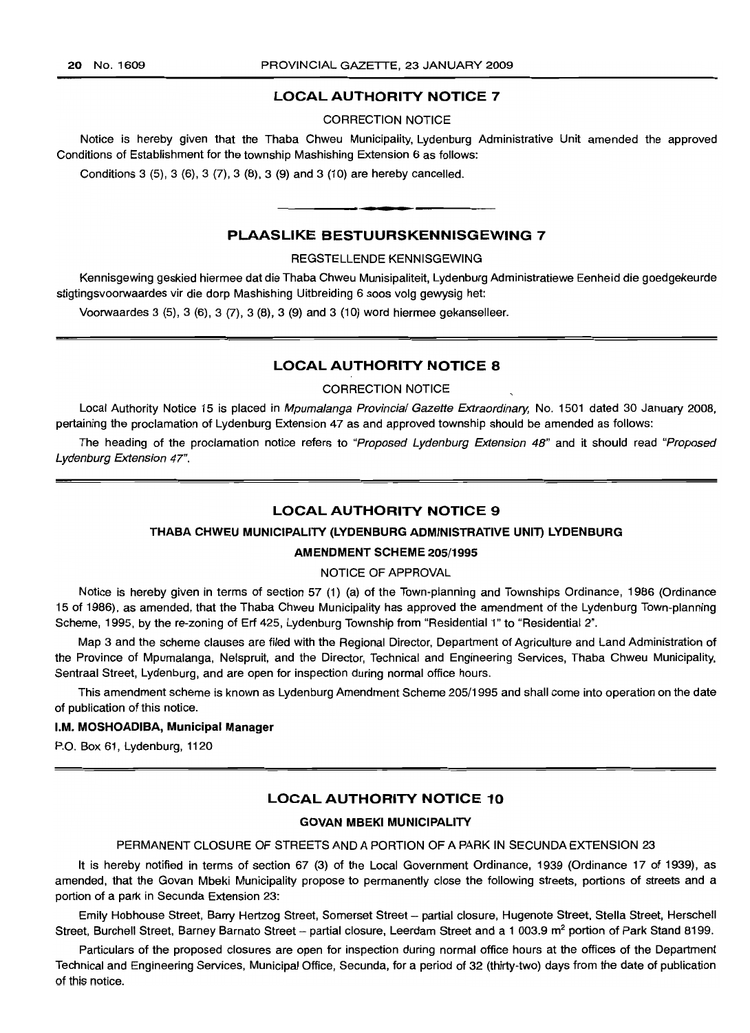## LOCAL AUTHORITY NOTICE 7

CORRECTION NOTICE

Notice is hereby given that the Thaba Chweu Municipality, Lydenburg Administrative Unit amended the approved Conditions of Establishment for the township Mashishing Extension 6 as follows:

Conditions 3 (5), 3 (6), 3 (7), 3 (8), 3 (9) and 3 (10) are hereby cancelled.

---

## PLAASLIKE BESTUURSKENNISGEWING 7

REGSTELLENDE KENNISGEWING

Kennisgewing geskied hiermee dat die Thaba Chweu Munisipaliteit, Lydenburg Administratiewe Eenheid die goedgekeurde stigtingsvoorwaardes vir die dorp Mashishing Uitbreiding 6 soos volg gewysig het:

Voorwaardes 3 (5), 3 (6), 3 (7), 3 (8), 3 (9) and 3 (10) word hiermee gekanselleer.

---

## LOCAL AUTHORITY NOTICE 8

CORRECTION NOTICE

Local Authority Notice 15 is placed in *Mpumalanga Provincial Gazette Extraordinary*, No. 1501 dated 30 January 2008, pertaining the proclamation of Lydenburg Extension 47 as and approved township should be amended as follows:

The heading of the proclamation notice refers to *"Proposed Lydenburg Extension 48"* and it should read *"Proposed Lydenburg Extension 47"*.

---

## LOCAL AUTHORITY NOTICE 9

### THABA CHWEU MUNICIPALITY (LYDENBURG ADMINISTRATIVE UNIT) LYDENBURG

### AMENDMENT SCHEME 205/1995

NOTICE OF APPROVAL

Notice is hereby given in terms of section 57 (1) (a) of the Town-planning and Townships Ordinance, 1986 (Ordinance 15 of 1986), as amended, that the Thaba Chweu Municipality has approved the amendment of the Lydenburg Town-planning Scheme, 1995, by the re-zoning of Erf 425, Lydenburg Township from "Residential 1" to "Residential 2".

Map 3 and the scheme clauses are filed with the Regional Director, Department of Agriculture and Land Administration of the Province of Mpumalanga, Nelspruit, and the Director, Technical and Engineering Services, Thaba Chweu Municipality, Sentraal Street, Lydenburg, and are open for inspection during normal office hours.

This amendment scheme is known as Lydenburg Amendment Scheme 205/1995 and shall come into operation on the date of publication of this notice.

**I.M. MOSHOADIBA, Municipal Manager**

P.O. Box 61, Lydenburg, 1120

---

## LOCAL AUTHORITY NOTICE 10

### GOVAN MBEKI MUNICIPALITY

PERMANENT CLOSURE OF STREETS AND A PORTION OF A PARK IN SECUNDA EXTENSION 23

It is hereby notified in terms of section 67 (3) of the Local Government Ordinance, 1939 (Ordinance 17 of 1939), as amended, that the Govan Mbeki Municipality propose to permanently close the following streets, portions of streets and a portion of a park in Secunda Extension 23:

Emily Hobhouse Street, Barry Hertzog Street, Somerset Street – partial closure, Hugenote Street, Stella Street, Herschell Street, Burchell Street, Barney Barnato Street – partial closure, Leerdam Street and a 1 003.9 m$^2$ portion of Park Stand 8199.

Particulars of the proposed closures are open for inspection during normal office hours at the offices of the Department Technical and Engineering Services, Municipal Office, Secunda, for a period of 32 (thirty-two) days from the date of publication of this notice.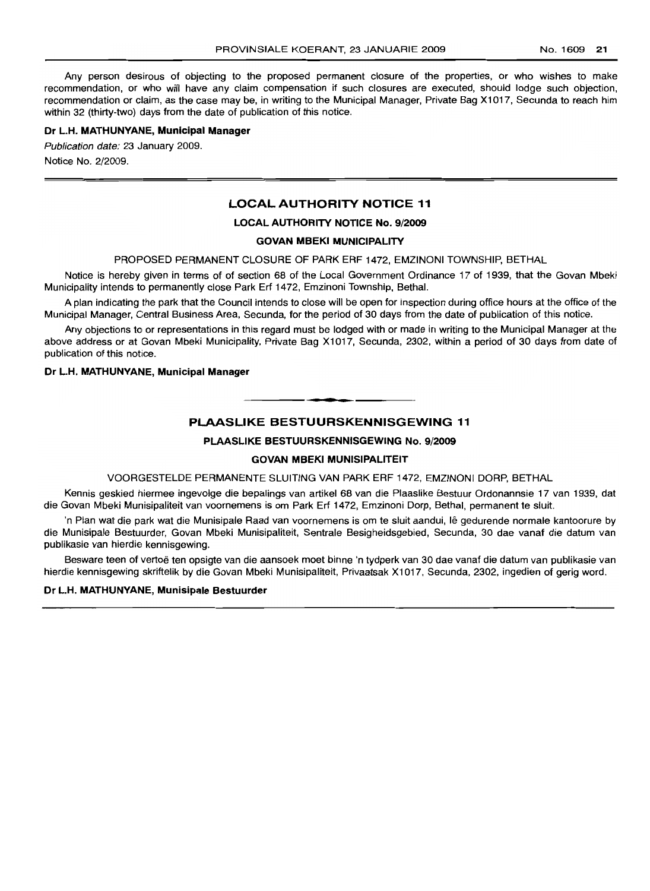Any person desirous of objecting to the proposed permanent closure of the properties, or who wishes to make recommendation, or who will have any claim compensation if such closures are executed, should lodge such objection, recommendation or claim, as the case may be, in writing to the Municipal Manager, Private Bag X1017, Secunda to reach him within 32 (thirty-two) days from the date of publication of this notice.

**Dr L.H. MATHUNYANE, Municipal Manager**

*Publication date:* 23 January 2009.

Notice No. 2/2009.

## LOCAL AUTHORITY NOTICE 11

### LOCAL AUTHORITY NOTICE No. 9/2009

### GOVAN MBEKI MUNICIPALITY

PROPOSED PERMANENT CLOSURE OF PARK ERF 1472, EMZINONI TOWNSHIP, BETHAL

Notice is hereby given in terms of of section 68 of the Local Government Ordinance 17 of 1939, that the Govan Mbeki Municipality intends to permanently close Park Erf 1472, Emzinoni Township, Bethal.

A plan indicating the park that the Council intends to close will be open for inspection during office hours at the office of the Municipal Manager, Central Business Area, Secunda, for the period of 30 days from the date of publication of this notice.

Any objections to or representations in this regard must be lodged with or made in writing to the Municipal Manager at the above address or at Govan Mbeki Municipality, Private Bag X1017, Secunda, 2302, within a period of 30 days from date of publication of this notice.

**Dr L.H. MATHUNYANE, Municipal Manager**

## PLAASLIKE BESTUURSKENNISGEWING 11

### PLAASLIKE BESTUURSKENNISGEWING No. 9/2009

### GOVAN MBEKI MUNISIPALITEIT

VOORGESTELDE PERMANENTE SLUITING VAN PARK ERF 1472, EMZINONI DORP, BETHAL

Kennis geskied hiermee ingevolge die bepalings van artikel 68 van die Plaaslike Bestuur Ordonannsie 17 van 1939, dat die Govan Mbeki Munisipaliteit van voornemens is om Park Erf 1472, Emzinoni Dorp, Bethal, permanent te sluit.

'n Plan wat die park wat die Munisipale Raad van voornemens is om te sluit aandui, lê gedurende normale kantoorure by die Munisipale Bestuurder, Govan Mbeki Munisipaliteit, Sentrale Besigheidsgebied, Secunda, 30 dae vanaf die datum van publikasie van hierdie kennisgewing.

Besware teen of vertoë ten opsigte van die aansoek moet binne 'n tydperk van 30 dae vanaf die datum van publikasie van hierdie kennisgewing skriftelik by die Govan Mbeki Munisipaliteit, Privaatsak X1017, Secunda, 2302, ingedien of gerig word.

**Dr L.H. MATHUNYANE, Munisipale Bestuurder**